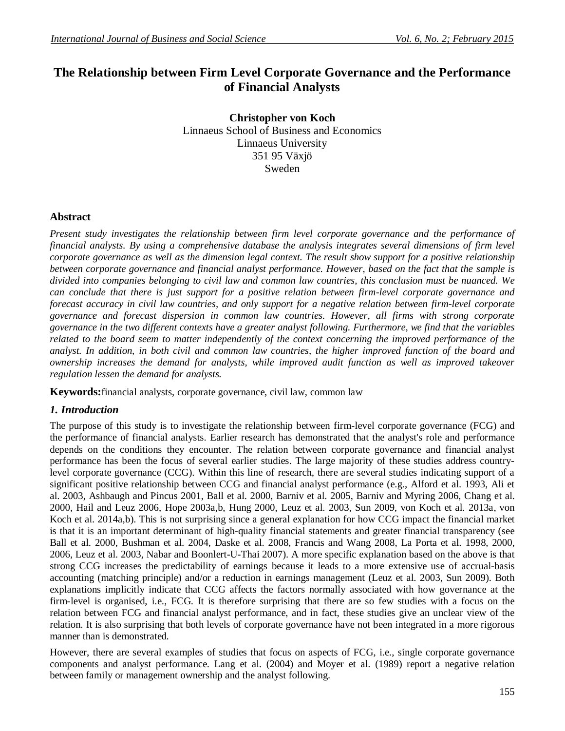# The Relationship between Firm Level Corporate Governance and the Performance of Financial Analysts

**Christopher von Koch**
Linnaeus School of Business and Economics
Linnaeus University
351 95 Växjö
Sweden

## Abstract

*Present study investigates the relationship between firm level corporate governance and the performance of financial analysts. By using a comprehensive database the analysis integrates several dimensions of firm level corporate governance as well as the dimension legal context. The result show support for a positive relationship between corporate governance and financial analyst performance. However, based on the fact that the sample is divided into companies belonging to civil law and common law countries, this conclusion must be nuanced. We can conclude that there is just support for a positive relation between firm-level corporate governance and forecast accuracy in civil law countries, and only support for a negative relation between firm-level corporate governance and forecast dispersion in common law countries. However, all firms with strong corporate governance in the two different contexts have a greater analyst following. Furthermore, we find that the variables related to the board seem to matter independently of the context concerning the improved performance of the analyst. In addition, in both civil and common law countries, the higher improved function of the board and ownership increases the demand for analysts, while improved audit function as well as improved takeover regulation lessen the demand for analysts.*

**Keywords:**financial analysts, corporate governance, civil law, common law

## *1. Introduction*

The purpose of this study is to investigate the relationship between firm-level corporate governance (FCG) and the performance of financial analysts. Earlier research has demonstrated that the analyst's role and performance depends on the conditions they encounter. The relation between corporate governance and financial analyst performance has been the focus of several earlier studies. The large majority of these studies address country-level corporate governance (CCG). Within this line of research, there are several studies indicating support of a significant positive relationship between CCG and financial analyst performance (e.g., Alford et al. 1993, Ali et al. 2003, Ashbaugh and Pincus 2001, Ball et al. 2000, Barniv et al. 2005, Barniv and Myring 2006, Chang et al. 2000, Hail and Leuz 2006, Hope 2003a,b, Hung 2000, Leuz et al. 2003, Sun 2009, von Koch et al. 2013a, von Koch et al. 2014a,b). This is not surprising since a general explanation for how CCG impact the financial market is that it is an important determinant of high-quality financial statements and greater financial transparency (see Ball et al. 2000, Bushman et al. 2004, Daske et al. 2008, Francis and Wang 2008, La Porta et al. 1998, 2000, 2006, Leuz et al. 2003, Nabar and Boonlert-U-Thai 2007). A more specific explanation based on the above is that strong CCG increases the predictability of earnings because it leads to a more extensive use of accrual-basis accounting (matching principle) and/or a reduction in earnings management (Leuz et al. 2003, Sun 2009). Both explanations implicitly indicate that CCG affects the factors normally associated with how governance at the firm-level is organised, i.e., FCG. It is therefore surprising that there are so few studies with a focus on the relation between FCG and financial analyst performance, and in fact, these studies give an unclear view of the relation. It is also surprising that both levels of corporate governance have not been integrated in a more rigorous manner than is demonstrated.

However, there are several examples of studies that focus on aspects of FCG, i.e., single corporate governance components and analyst performance. Lang et al. (2004) and Moyer et al. (1989) report a negative relation between family or management ownership and the analyst following.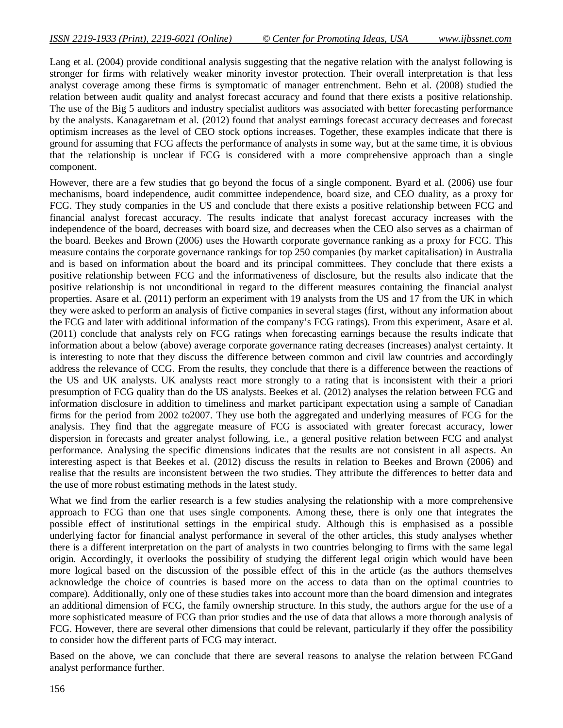Lang et al. (2004) provide conditional analysis suggesting that the negative relation with the analyst following is stronger for firms with relatively weaker minority investor protection. Their overall interpretation is that less analyst coverage among these firms is symptomatic of manager entrenchment. Behn et al. (2008) studied the relation between audit quality and analyst forecast accuracy and found that there exists a positive relationship. The use of the Big 5 auditors and industry specialist auditors was associated with better forecasting performance by the analysts. Kanagaretnam et al. (2012) found that analyst earnings forecast accuracy decreases and forecast optimism increases as the level of CEO stock options increases. Together, these examples indicate that there is ground for assuming that FCG affects the performance of analysts in some way, but at the same time, it is obvious that the relationship is unclear if FCG is considered with a more comprehensive approach than a single component.

However, there are a few studies that go beyond the focus of a single component. Byard et al. (2006) use four mechanisms, board independence, audit committee independence, board size, and CEO duality, as a proxy for FCG. They study companies in the US and conclude that there exists a positive relationship between FCG and financial analyst forecast accuracy. The results indicate that analyst forecast accuracy increases with the independence of the board, decreases with board size, and decreases when the CEO also serves as a chairman of the board. Beekes and Brown (2006) uses the Howarth corporate governance ranking as a proxy for FCG. This measure contains the corporate governance rankings for top 250 companies (by market capitalisation) in Australia and is based on information about the board and its principal committees. They conclude that there exists a positive relationship between FCG and the informativeness of disclosure, but the results also indicate that the positive relationship is not unconditional in regard to the different measures containing the financial analyst properties. Asare et al. (2011) perform an experiment with 19 analysts from the US and 17 from the UK in which they were asked to perform an analysis of fictive companies in several stages (first, without any information about the FCG and later with additional information of the company's FCG ratings). From this experiment, Asare et al. (2011) conclude that analysts rely on FCG ratings when forecasting earnings because the results indicate that information about a below (above) average corporate governance rating decreases (increases) analyst certainty. It is interesting to note that they discuss the difference between common and civil law countries and accordingly address the relevance of CCG. From the results, they conclude that there is a difference between the reactions of the US and UK analysts. UK analysts react more strongly to a rating that is inconsistent with their a priori presumption of FCG quality than do the US analysts. Beekes et al. (2012) analyses the relation between FCG and information disclosure in addition to timeliness and market participant expectation using a sample of Canadian firms for the period from 2002 to2007. They use both the aggregated and underlying measures of FCG for the analysis. They find that the aggregate measure of FCG is associated with greater forecast accuracy, lower dispersion in forecasts and greater analyst following, i.e., a general positive relation between FCG and analyst performance. Analysing the specific dimensions indicates that the results are not consistent in all aspects. An interesting aspect is that Beekes et al. (2012) discuss the results in relation to Beekes and Brown (2006) and realise that the results are inconsistent between the two studies. They attribute the differences to better data and the use of more robust estimating methods in the latest study.

What we find from the earlier research is a few studies analysing the relationship with a more comprehensive approach to FCG than one that uses single components. Among these, there is only one that integrates the possible effect of institutional settings in the empirical study. Although this is emphasised as a possible underlying factor for financial analyst performance in several of the other articles, this study analyses whether there is a different interpretation on the part of analysts in two countries belonging to firms with the same legal origin. Accordingly, it overlooks the possibility of studying the different legal origin which would have been more logical based on the discussion of the possible effect of this in the article (as the authors themselves acknowledge the choice of countries is based more on the access to data than on the optimal countries to compare). Additionally, only one of these studies takes into account more than the board dimension and integrates an additional dimension of FCG, the family ownership structure. In this study, the authors argue for the use of a more sophisticated measure of FCG than prior studies and the use of data that allows a more thorough analysis of FCG. However, there are several other dimensions that could be relevant, particularly if they offer the possibility to consider how the different parts of FCG may interact.

Based on the above, we can conclude that there are several reasons to analyse the relation between FCGand analyst performance further.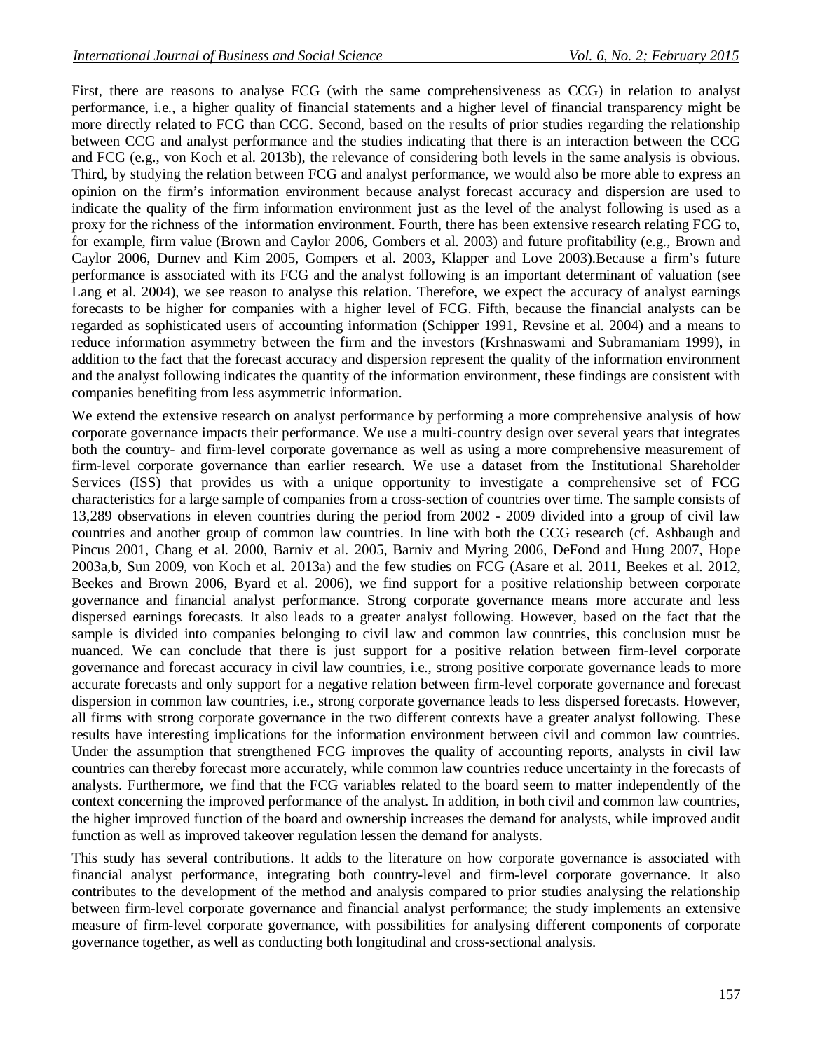First, there are reasons to analyse FCG (with the same comprehensiveness as CCG) in relation to analyst performance, i.e., a higher quality of financial statements and a higher level of financial transparency might be more directly related to FCG than CCG. Second, based on the results of prior studies regarding the relationship between CCG and analyst performance and the studies indicating that there is an interaction between the CCG and FCG (e.g., von Koch et al. 2013b), the relevance of considering both levels in the same analysis is obvious. Third, by studying the relation between FCG and analyst performance, we would also be more able to express an opinion on the firm's information environment because analyst forecast accuracy and dispersion are used to indicate the quality of the firm information environment just as the level of the analyst following is used as a proxy for the richness of the information environment. Fourth, there has been extensive research relating FCG to, for example, firm value (Brown and Caylor 2006, Gombers et al. 2003) and future profitability (e.g., Brown and Caylor 2006, Durnev and Kim 2005, Gompers et al. 2003, Klapper and Love 2003).Because a firm's future performance is associated with its FCG and the analyst following is an important determinant of valuation (see Lang et al. 2004), we see reason to analyse this relation. Therefore, we expect the accuracy of analyst earnings forecasts to be higher for companies with a higher level of FCG. Fifth, because the financial analysts can be regarded as sophisticated users of accounting information (Schipper 1991, Revsine et al. 2004) and a means to reduce information asymmetry between the firm and the investors (Krshnaswami and Subramaniam 1999), in addition to the fact that the forecast accuracy and dispersion represent the quality of the information environment and the analyst following indicates the quantity of the information environment, these findings are consistent with companies benefiting from less asymmetric information.

We extend the extensive research on analyst performance by performing a more comprehensive analysis of how corporate governance impacts their performance. We use a multi-country design over several years that integrates both the country- and firm-level corporate governance as well as using a more comprehensive measurement of firm-level corporate governance than earlier research. We use a dataset from the Institutional Shareholder Services (ISS) that provides us with a unique opportunity to investigate a comprehensive set of FCG characteristics for a large sample of companies from a cross-section of countries over time. The sample consists of 13,289 observations in eleven countries during the period from 2002 - 2009 divided into a group of civil law countries and another group of common law countries. In line with both the CCG research (cf. Ashbaugh and Pincus 2001, Chang et al. 2000, Barniv et al. 2005, Barniv and Myring 2006, DeFond and Hung 2007, Hope 2003a,b, Sun 2009, von Koch et al. 2013a) and the few studies on FCG (Asare et al. 2011, Beekes et al. 2012, Beekes and Brown 2006, Byard et al. 2006), we find support for a positive relationship between corporate governance and financial analyst performance. Strong corporate governance means more accurate and less dispersed earnings forecasts. It also leads to a greater analyst following. However, based on the fact that the sample is divided into companies belonging to civil law and common law countries, this conclusion must be nuanced. We can conclude that there is just support for a positive relation between firm-level corporate governance and forecast accuracy in civil law countries, i.e., strong positive corporate governance leads to more accurate forecasts and only support for a negative relation between firm-level corporate governance and forecast dispersion in common law countries, i.e., strong corporate governance leads to less dispersed forecasts. However, all firms with strong corporate governance in the two different contexts have a greater analyst following. These results have interesting implications for the information environment between civil and common law countries. Under the assumption that strengthened FCG improves the quality of accounting reports, analysts in civil law countries can thereby forecast more accurately, while common law countries reduce uncertainty in the forecasts of analysts. Furthermore, we find that the FCG variables related to the board seem to matter independently of the context concerning the improved performance of the analyst. In addition, in both civil and common law countries, the higher improved function of the board and ownership increases the demand for analysts, while improved audit function as well as improved takeover regulation lessen the demand for analysts.

This study has several contributions. It adds to the literature on how corporate governance is associated with financial analyst performance, integrating both country-level and firm-level corporate governance. It also contributes to the development of the method and analysis compared to prior studies analysing the relationship between firm-level corporate governance and financial analyst performance; the study implements an extensive measure of firm-level corporate governance, with possibilities for analysing different components of corporate governance together, as well as conducting both longitudinal and cross-sectional analysis.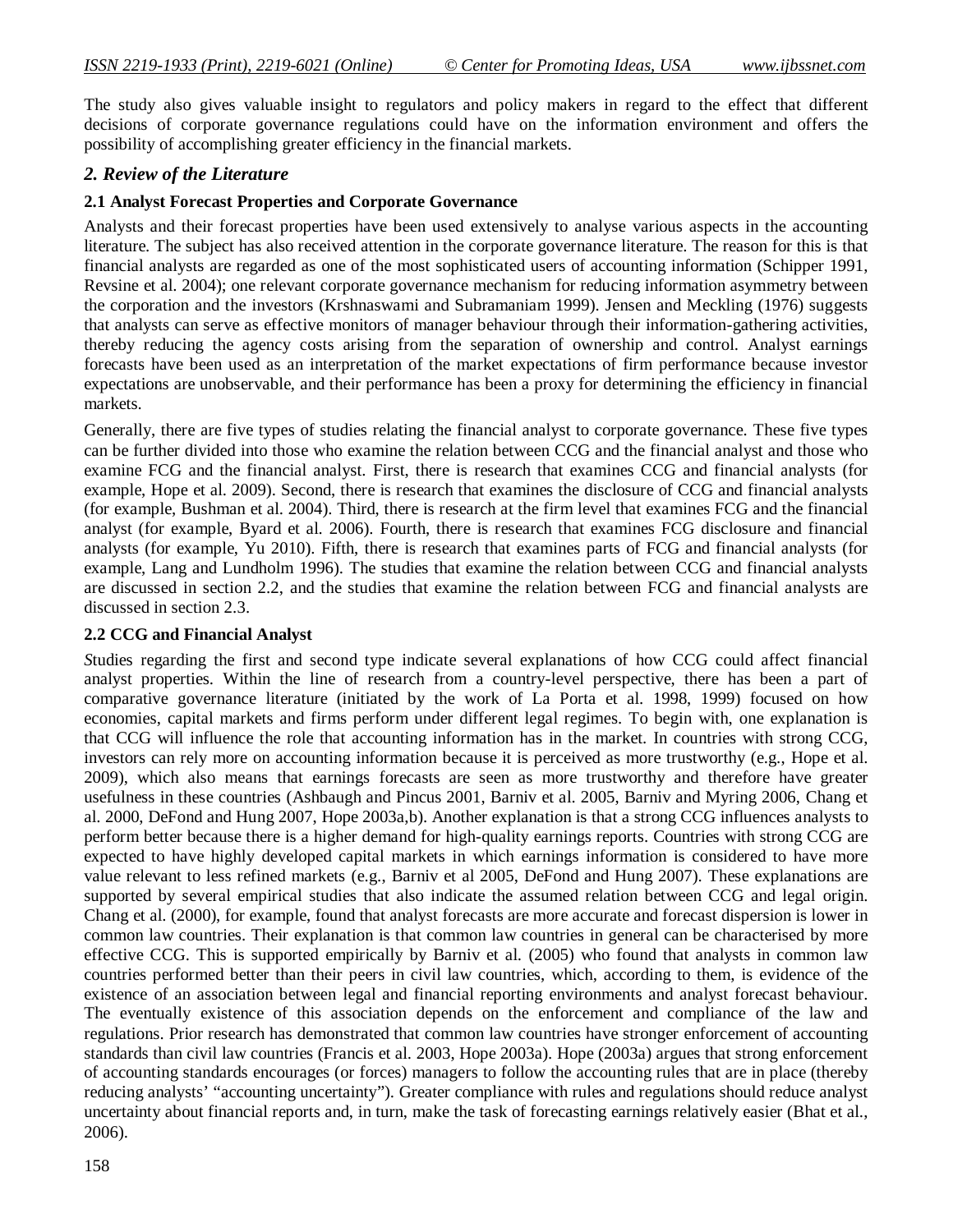The study also gives valuable insight to regulators and policy makers in regard to the effect that different decisions of corporate governance regulations could have on the information environment and offers the possibility of accomplishing greater efficiency in the financial markets.

## *2. Review of the Literature*

### 2.1 Analyst Forecast Properties and Corporate Governance

Analysts and their forecast properties have been used extensively to analyse various aspects in the accounting literature. The subject has also received attention in the corporate governance literature. The reason for this is that financial analysts are regarded as one of the most sophisticated users of accounting information (Schipper 1991, Revsine et al. 2004); one relevant corporate governance mechanism for reducing information asymmetry between the corporation and the investors (Krshnaswami and Subramaniam 1999). Jensen and Meckling (1976) suggests that analysts can serve as effective monitors of manager behaviour through their information-gathering activities, thereby reducing the agency costs arising from the separation of ownership and control. Analyst earnings forecasts have been used as an interpretation of the market expectations of firm performance because investor expectations are unobservable, and their performance has been a proxy for determining the efficiency in financial markets.

Generally, there are five types of studies relating the financial analyst to corporate governance. These five types can be further divided into those who examine the relation between CCG and the financial analyst and those who examine FCG and the financial analyst. First, there is research that examines CCG and financial analysts (for example, Hope et al. 2009). Second, there is research that examines the disclosure of CCG and financial analysts (for example, Bushman et al. 2004). Third, there is research at the firm level that examines FCG and the financial analyst (for example, Byard et al. 2006). Fourth, there is research that examines FCG disclosure and financial analysts (for example, Yu 2010). Fifth, there is research that examines parts of FCG and financial analysts (for example, Lang and Lundholm 1996). The studies that examine the relation between CCG and financial analysts are discussed in section 2.2, and the studies that examine the relation between FCG and financial analysts are discussed in section 2.3.

### 2.2 CCG and Financial Analyst

*S*tudies regarding the first and second type indicate several explanations of how CCG could affect financial analyst properties. Within the line of research from a country-level perspective, there has been a part of comparative governance literature (initiated by the work of La Porta et al. 1998, 1999) focused on how economies, capital markets and firms perform under different legal regimes. To begin with, one explanation is that CCG will influence the role that accounting information has in the market. In countries with strong CCG, investors can rely more on accounting information because it is perceived as more trustworthy (e.g., Hope et al. 2009), which also means that earnings forecasts are seen as more trustworthy and therefore have greater usefulness in these countries (Ashbaugh and Pincus 2001, Barniv et al. 2005, Barniv and Myring 2006, Chang et al. 2000, DeFond and Hung 2007, Hope 2003a,b). Another explanation is that a strong CCG influences analysts to perform better because there is a higher demand for high-quality earnings reports. Countries with strong CCG are expected to have highly developed capital markets in which earnings information is considered to have more value relevant to less refined markets (e.g., Barniv et al 2005, DeFond and Hung 2007). These explanations are supported by several empirical studies that also indicate the assumed relation between CCG and legal origin. Chang et al. (2000), for example, found that analyst forecasts are more accurate and forecast dispersion is lower in common law countries. Their explanation is that common law countries in general can be characterised by more effective CCG. This is supported empirically by Barniv et al. (2005) who found that analysts in common law countries performed better than their peers in civil law countries, which, according to them, is evidence of the existence of an association between legal and financial reporting environments and analyst forecast behaviour. The eventually existence of this association depends on the enforcement and compliance of the law and regulations. Prior research has demonstrated that common law countries have stronger enforcement of accounting standards than civil law countries (Francis et al. 2003, Hope 2003a). Hope (2003a) argues that strong enforcement of accounting standards encourages (or forces) managers to follow the accounting rules that are in place (thereby reducing analysts' "accounting uncertainty"). Greater compliance with rules and regulations should reduce analyst uncertainty about financial reports and, in turn, make the task of forecasting earnings relatively easier (Bhat et al., 2006).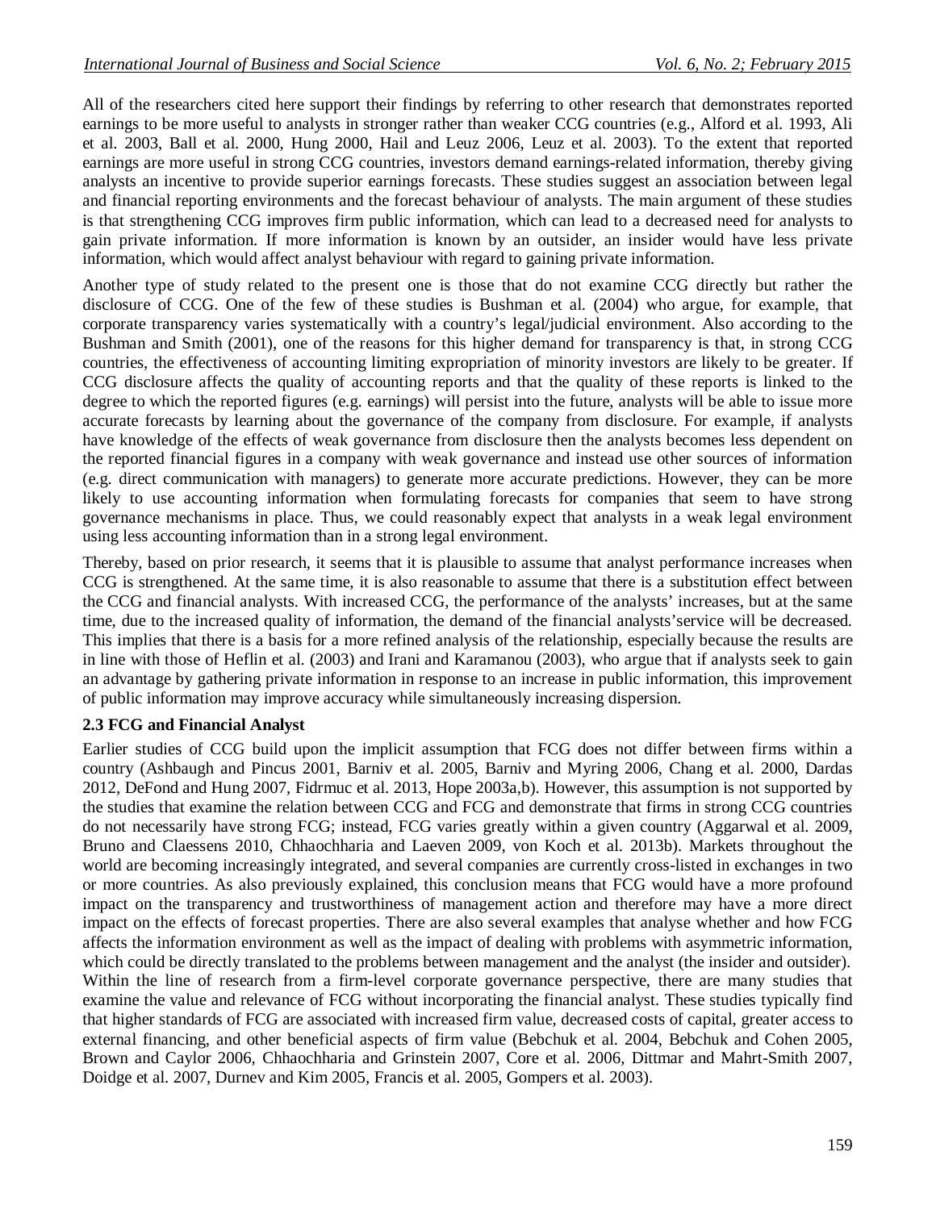All of the researchers cited here support their findings by referring to other research that demonstrates reported earnings to be more useful to analysts in stronger rather than weaker CCG countries (e.g., Alford et al. 1993, Ali et al. 2003, Ball et al. 2000, Hung 2000, Hail and Leuz 2006, Leuz et al. 2003). To the extent that reported earnings are more useful in strong CCG countries, investors demand earnings-related information, thereby giving analysts an incentive to provide superior earnings forecasts. These studies suggest an association between legal and financial reporting environments and the forecast behaviour of analysts. The main argument of these studies is that strengthening CCG improves firm public information, which can lead to a decreased need for analysts to gain private information. If more information is known by an outsider, an insider would have less private information, which would affect analyst behaviour with regard to gaining private information.

Another type of study related to the present one is those that do not examine CCG directly but rather the disclosure of CCG. One of the few of these studies is Bushman et al. (2004) who argue, for example, that corporate transparency varies systematically with a country's legal/judicial environment. Also according to the Bushman and Smith (2001), one of the reasons for this higher demand for transparency is that, in strong CCG countries, the effectiveness of accounting limiting expropriation of minority investors are likely to be greater. If CCG disclosure affects the quality of accounting reports and that the quality of these reports is linked to the degree to which the reported figures (e.g. earnings) will persist into the future, analysts will be able to issue more accurate forecasts by learning about the governance of the company from disclosure. For example, if analysts have knowledge of the effects of weak governance from disclosure then the analysts becomes less dependent on the reported financial figures in a company with weak governance and instead use other sources of information (e.g. direct communication with managers) to generate more accurate predictions. However, they can be more likely to use accounting information when formulating forecasts for companies that seem to have strong governance mechanisms in place. Thus, we could reasonably expect that analysts in a weak legal environment using less accounting information than in a strong legal environment.

Thereby, based on prior research, it seems that it is plausible to assume that analyst performance increases when CCG is strengthened. At the same time, it is also reasonable to assume that there is a substitution effect between the CCG and financial analysts. With increased CCG, the performance of the analysts' increases, but at the same time, due to the increased quality of information, the demand of the financial analysts'service will be decreased. This implies that there is a basis for a more refined analysis of the relationship, especially because the results are in line with those of Heflin et al. (2003) and Irani and Karamanou (2003), who argue that if analysts seek to gain an advantage by gathering private information in response to an increase in public information, this improvement of public information may improve accuracy while simultaneously increasing dispersion.

### 2.3 FCG and Financial Analyst

Earlier studies of CCG build upon the implicit assumption that FCG does not differ between firms within a country (Ashbaugh and Pincus 2001, Barniv et al. 2005, Barniv and Myring 2006, Chang et al. 2000, Dardas 2012, DeFond and Hung 2007, Fidrmuc et al. 2013, Hope 2003a,b). However, this assumption is not supported by the studies that examine the relation between CCG and FCG and demonstrate that firms in strong CCG countries do not necessarily have strong FCG; instead, FCG varies greatly within a given country (Aggarwal et al. 2009, Bruno and Claessens 2010, Chhaochharia and Laeven 2009, von Koch et al. 2013b). Markets throughout the world are becoming increasingly integrated, and several companies are currently cross-listed in exchanges in two or more countries. As also previously explained, this conclusion means that FCG would have a more profound impact on the transparency and trustworthiness of management action and therefore may have a more direct impact on the effects of forecast properties. There are also several examples that analyse whether and how FCG affects the information environment as well as the impact of dealing with problems with asymmetric information, which could be directly translated to the problems between management and the analyst (the insider and outsider). Within the line of research from a firm-level corporate governance perspective, there are many studies that examine the value and relevance of FCG without incorporating the financial analyst. These studies typically find that higher standards of FCG are associated with increased firm value, decreased costs of capital, greater access to external financing, and other beneficial aspects of firm value (Bebchuk et al. 2004, Bebchuk and Cohen 2005, Brown and Caylor 2006, Chhaochharia and Grinstein 2007, Core et al. 2006, Dittmar and Mahrt-Smith 2007, Doidge et al. 2007, Durnev and Kim 2005, Francis et al. 2005, Gompers et al. 2003).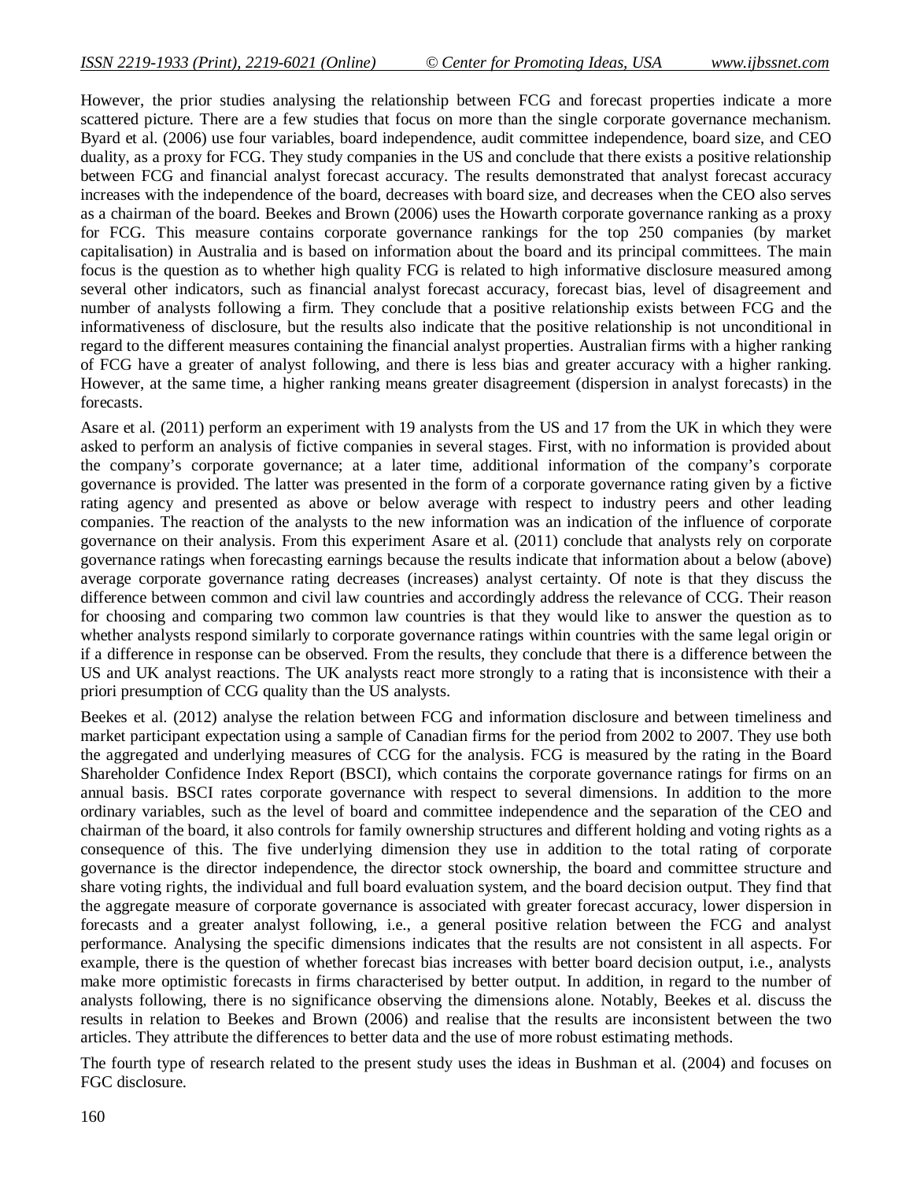However, the prior studies analysing the relationship between FCG and forecast properties indicate a more scattered picture. There are a few studies that focus on more than the single corporate governance mechanism. Byard et al. (2006) use four variables, board independence, audit committee independence, board size, and CEO duality, as a proxy for FCG. They study companies in the US and conclude that there exists a positive relationship between FCG and financial analyst forecast accuracy. The results demonstrated that analyst forecast accuracy increases with the independence of the board, decreases with board size, and decreases when the CEO also serves as a chairman of the board. Beekes and Brown (2006) uses the Howarth corporate governance ranking as a proxy for FCG. This measure contains corporate governance rankings for the top 250 companies (by market capitalisation) in Australia and is based on information about the board and its principal committees. The main focus is the question as to whether high quality FCG is related to high informative disclosure measured among several other indicators, such as financial analyst forecast accuracy, forecast bias, level of disagreement and number of analysts following a firm. They conclude that a positive relationship exists between FCG and the informativeness of disclosure, but the results also indicate that the positive relationship is not unconditional in regard to the different measures containing the financial analyst properties. Australian firms with a higher ranking of FCG have a greater of analyst following, and there is less bias and greater accuracy with a higher ranking. However, at the same time, a higher ranking means greater disagreement (dispersion in analyst forecasts) in the forecasts.

Asare et al. (2011) perform an experiment with 19 analysts from the US and 17 from the UK in which they were asked to perform an analysis of fictive companies in several stages. First, with no information is provided about the company's corporate governance; at a later time, additional information of the company's corporate governance is provided. The latter was presented in the form of a corporate governance rating given by a fictive rating agency and presented as above or below average with respect to industry peers and other leading companies. The reaction of the analysts to the new information was an indication of the influence of corporate governance on their analysis. From this experiment Asare et al. (2011) conclude that analysts rely on corporate governance ratings when forecasting earnings because the results indicate that information about a below (above) average corporate governance rating decreases (increases) analyst certainty. Of note is that they discuss the difference between common and civil law countries and accordingly address the relevance of CCG. Their reason for choosing and comparing two common law countries is that they would like to answer the question as to whether analysts respond similarly to corporate governance ratings within countries with the same legal origin or if a difference in response can be observed. From the results, they conclude that there is a difference between the US and UK analyst reactions. The UK analysts react more strongly to a rating that is inconsistence with their a priori presumption of CCG quality than the US analysts.

Beekes et al. (2012) analyse the relation between FCG and information disclosure and between timeliness and market participant expectation using a sample of Canadian firms for the period from 2002 to 2007. They use both the aggregated and underlying measures of CCG for the analysis. FCG is measured by the rating in the Board Shareholder Confidence Index Report (BSCI), which contains the corporate governance ratings for firms on an annual basis. BSCI rates corporate governance with respect to several dimensions. In addition to the more ordinary variables, such as the level of board and committee independence and the separation of the CEO and chairman of the board, it also controls for family ownership structures and different holding and voting rights as a consequence of this. The five underlying dimension they use in addition to the total rating of corporate governance is the director independence, the director stock ownership, the board and committee structure and share voting rights, the individual and full board evaluation system, and the board decision output. They find that the aggregate measure of corporate governance is associated with greater forecast accuracy, lower dispersion in forecasts and a greater analyst following, i.e., a general positive relation between the FCG and analyst performance. Analysing the specific dimensions indicates that the results are not consistent in all aspects. For example, there is the question of whether forecast bias increases with better board decision output, i.e., analysts make more optimistic forecasts in firms characterised by better output. In addition, in regard to the number of analysts following, there is no significance observing the dimensions alone. Notably, Beekes et al. discuss the results in relation to Beekes and Brown (2006) and realise that the results are inconsistent between the two articles. They attribute the differences to better data and the use of more robust estimating methods.

The fourth type of research related to the present study uses the ideas in Bushman et al. (2004) and focuses on FGC disclosure.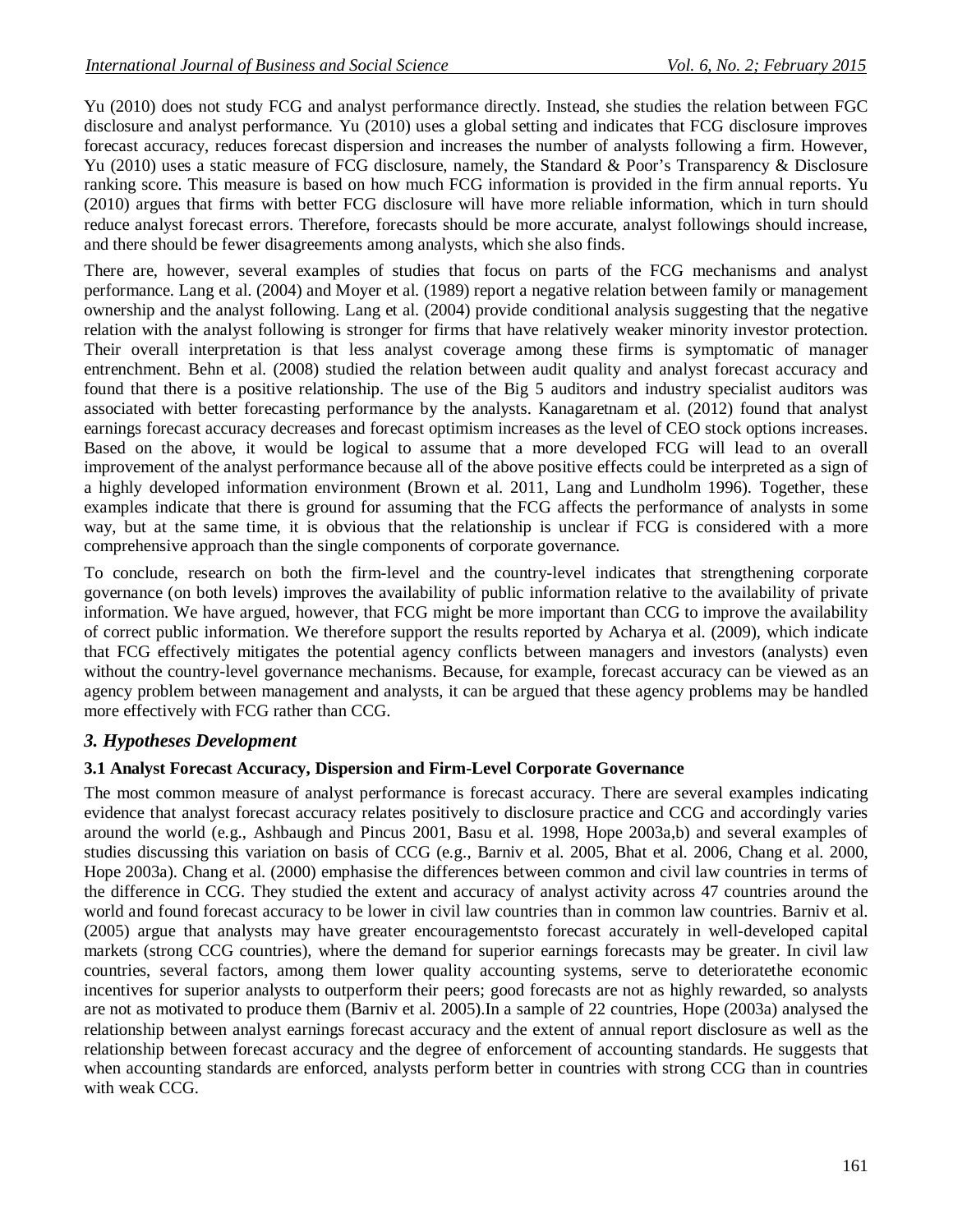Yu (2010) does not study FCG and analyst performance directly. Instead, she studies the relation between FGC disclosure and analyst performance. Yu (2010) uses a global setting and indicates that FCG disclosure improves forecast accuracy, reduces forecast dispersion and increases the number of analysts following a firm. However, Yu (2010) uses a static measure of FCG disclosure, namely, the Standard & Poor's Transparency & Disclosure ranking score. This measure is based on how much FCG information is provided in the firm annual reports. Yu (2010) argues that firms with better FCG disclosure will have more reliable information, which in turn should reduce analyst forecast errors. Therefore, forecasts should be more accurate, analyst followings should increase, and there should be fewer disagreements among analysts, which she also finds.

There are, however, several examples of studies that focus on parts of the FCG mechanisms and analyst performance. Lang et al. (2004) and Moyer et al. (1989) report a negative relation between family or management ownership and the analyst following. Lang et al. (2004) provide conditional analysis suggesting that the negative relation with the analyst following is stronger for firms that have relatively weaker minority investor protection. Their overall interpretation is that less analyst coverage among these firms is symptomatic of manager entrenchment. Behn et al. (2008) studied the relation between audit quality and analyst forecast accuracy and found that there is a positive relationship. The use of the Big 5 auditors and industry specialist auditors was associated with better forecasting performance by the analysts. Kanagaretnam et al. (2012) found that analyst earnings forecast accuracy decreases and forecast optimism increases as the level of CEO stock options increases. Based on the above, it would be logical to assume that a more developed FCG will lead to an overall improvement of the analyst performance because all of the above positive effects could be interpreted as a sign of a highly developed information environment (Brown et al. 2011, Lang and Lundholm 1996). Together, these examples indicate that there is ground for assuming that the FCG affects the performance of analysts in some way, but at the same time, it is obvious that the relationship is unclear if FCG is considered with a more comprehensive approach than the single components of corporate governance.

To conclude, research on both the firm-level and the country-level indicates that strengthening corporate governance (on both levels) improves the availability of public information relative to the availability of private information. We have argued, however, that FCG might be more important than CCG to improve the availability of correct public information. We therefore support the results reported by Acharya et al. (2009), which indicate that FCG effectively mitigates the potential agency conflicts between managers and investors (analysts) even without the country-level governance mechanisms. Because, for example, forecast accuracy can be viewed as an agency problem between management and analysts, it can be argued that these agency problems may be handled more effectively with FCG rather than CCG.

## *3. Hypotheses Development*

### 3.1 Analyst Forecast Accuracy, Dispersion and Firm-Level Corporate Governance

The most common measure of analyst performance is forecast accuracy. There are several examples indicating evidence that analyst forecast accuracy relates positively to disclosure practice and CCG and accordingly varies around the world (e.g., Ashbaugh and Pincus 2001, Basu et al. 1998, Hope 2003a,b) and several examples of studies discussing this variation on basis of CCG (e.g., Barniv et al. 2005, Bhat et al. 2006, Chang et al. 2000, Hope 2003a). Chang et al. (2000) emphasise the differences between common and civil law countries in terms of the difference in CCG. They studied the extent and accuracy of analyst activity across 47 countries around the world and found forecast accuracy to be lower in civil law countries than in common law countries. Barniv et al. (2005) argue that analysts may have greater encouragementsto forecast accurately in well-developed capital markets (strong CCG countries), where the demand for superior earnings forecasts may be greater. In civil law countries, several factors, among them lower quality accounting systems, serve to deterioratethe economic incentives for superior analysts to outperform their peers; good forecasts are not as highly rewarded, so analysts are not as motivated to produce them (Barniv et al. 2005).In a sample of 22 countries, Hope (2003a) analysed the relationship between analyst earnings forecast accuracy and the extent of annual report disclosure as well as the relationship between forecast accuracy and the degree of enforcement of accounting standards. He suggests that when accounting standards are enforced, analysts perform better in countries with strong CCG than in countries with weak CCG.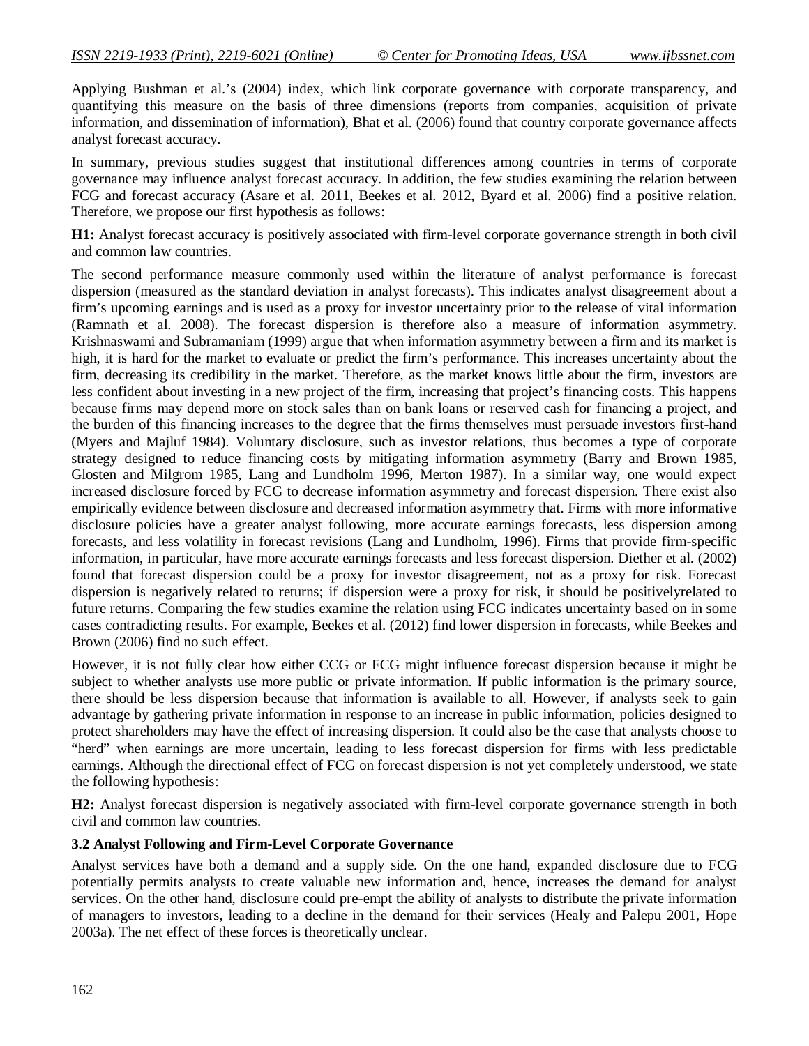Applying Bushman et al.'s (2004) index, which link corporate governance with corporate transparency, and quantifying this measure on the basis of three dimensions (reports from companies, acquisition of private information, and dissemination of information), Bhat et al. (2006) found that country corporate governance affects analyst forecast accuracy.

In summary, previous studies suggest that institutional differences among countries in terms of corporate governance may influence analyst forecast accuracy. In addition, the few studies examining the relation between FCG and forecast accuracy (Asare et al. 2011, Beekes et al. 2012, Byard et al. 2006) find a positive relation. Therefore, we propose our first hypothesis as follows:

**H1:** Analyst forecast accuracy is positively associated with firm-level corporate governance strength in both civil and common law countries.

The second performance measure commonly used within the literature of analyst performance is forecast dispersion (measured as the standard deviation in analyst forecasts). This indicates analyst disagreement about a firm's upcoming earnings and is used as a proxy for investor uncertainty prior to the release of vital information (Ramnath et al. 2008). The forecast dispersion is therefore also a measure of information asymmetry. Krishnaswami and Subramaniam (1999) argue that when information asymmetry between a firm and its market is high, it is hard for the market to evaluate or predict the firm's performance. This increases uncertainty about the firm, decreasing its credibility in the market. Therefore, as the market knows little about the firm, investors are less confident about investing in a new project of the firm, increasing that project's financing costs. This happens because firms may depend more on stock sales than on bank loans or reserved cash for financing a project, and the burden of this financing increases to the degree that the firms themselves must persuade investors first-hand (Myers and Majluf 1984). Voluntary disclosure, such as investor relations, thus becomes a type of corporate strategy designed to reduce financing costs by mitigating information asymmetry (Barry and Brown 1985, Glosten and Milgrom 1985, Lang and Lundholm 1996, Merton 1987). In a similar way, one would expect increased disclosure forced by FCG to decrease information asymmetry and forecast dispersion. There exist also empirically evidence between disclosure and decreased information asymmetry that. Firms with more informative disclosure policies have a greater analyst following, more accurate earnings forecasts, less dispersion among forecasts, and less volatility in forecast revisions (Lang and Lundholm, 1996). Firms that provide firm-specific information, in particular, have more accurate earnings forecasts and less forecast dispersion. Diether et al. (2002) found that forecast dispersion could be a proxy for investor disagreement, not as a proxy for risk. Forecast dispersion is negatively related to returns; if dispersion were a proxy for risk, it should be positivelyrelated to future returns. Comparing the few studies examine the relation using FCG indicates uncertainty based on in some cases contradicting results. For example, Beekes et al. (2012) find lower dispersion in forecasts, while Beekes and Brown (2006) find no such effect.

However, it is not fully clear how either CCG or FCG might influence forecast dispersion because it might be subject to whether analysts use more public or private information. If public information is the primary source, there should be less dispersion because that information is available to all. However, if analysts seek to gain advantage by gathering private information in response to an increase in public information, policies designed to protect shareholders may have the effect of increasing dispersion. It could also be the case that analysts choose to "herd" when earnings are more uncertain, leading to less forecast dispersion for firms with less predictable earnings. Although the directional effect of FCG on forecast dispersion is not yet completely understood, we state the following hypothesis:

**H2:** Analyst forecast dispersion is negatively associated with firm-level corporate governance strength in both civil and common law countries.

### 3.2 Analyst Following and Firm-Level Corporate Governance

Analyst services have both a demand and a supply side. On the one hand, expanded disclosure due to FCG potentially permits analysts to create valuable new information and, hence, increases the demand for analyst services. On the other hand, disclosure could pre-empt the ability of analysts to distribute the private information of managers to investors, leading to a decline in the demand for their services (Healy and Palepu 2001, Hope 2003a). The net effect of these forces is theoretically unclear.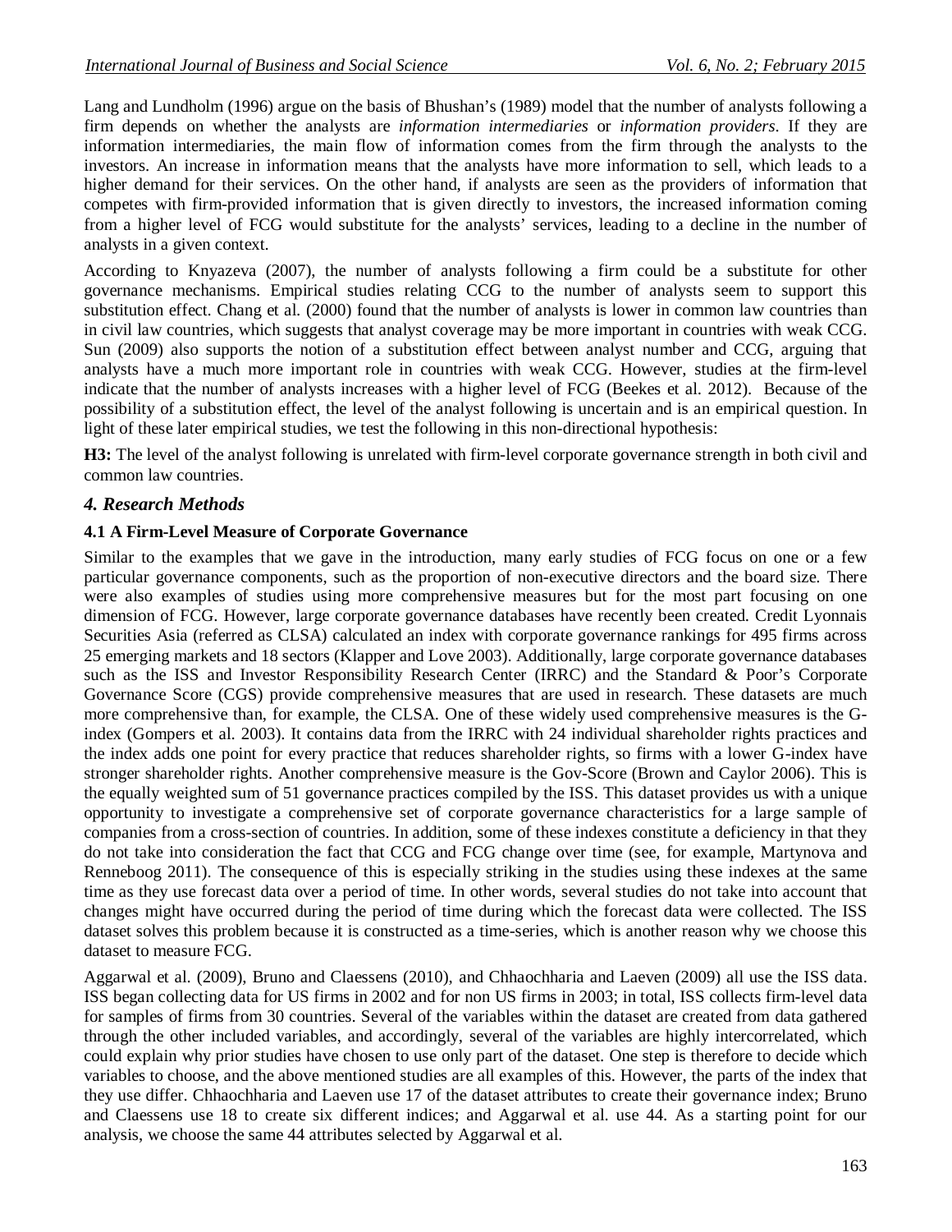Lang and Lundholm (1996) argue on the basis of Bhushan's (1989) model that the number of analysts following a firm depends on whether the analysts are *information intermediaries* or *information providers*. If they are information intermediaries, the main flow of information comes from the firm through the analysts to the investors. An increase in information means that the analysts have more information to sell, which leads to a higher demand for their services. On the other hand, if analysts are seen as the providers of information that competes with firm-provided information that is given directly to investors, the increased information coming from a higher level of FCG would substitute for the analysts' services, leading to a decline in the number of analysts in a given context.

According to Knyazeva (2007), the number of analysts following a firm could be a substitute for other governance mechanisms. Empirical studies relating CCG to the number of analysts seem to support this substitution effect. Chang et al. (2000) found that the number of analysts is lower in common law countries than in civil law countries, which suggests that analyst coverage may be more important in countries with weak CCG. Sun (2009) also supports the notion of a substitution effect between analyst number and CCG, arguing that analysts have a much more important role in countries with weak CCG. However, studies at the firm-level indicate that the number of analysts increases with a higher level of FCG (Beekes et al. 2012). Because of the possibility of a substitution effect, the level of the analyst following is uncertain and is an empirical question. In light of these later empirical studies, we test the following in this non-directional hypothesis:

**H3:** The level of the analyst following is unrelated with firm-level corporate governance strength in both civil and common law countries.

## *4. Research Methods*

### 4.1 A Firm-Level Measure of Corporate Governance

Similar to the examples that we gave in the introduction, many early studies of FCG focus on one or a few particular governance components, such as the proportion of non-executive directors and the board size. There were also examples of studies using more comprehensive measures but for the most part focusing on one dimension of FCG. However, large corporate governance databases have recently been created. Credit Lyonnais Securities Asia (referred as CLSA) calculated an index with corporate governance rankings for 495 firms across 25 emerging markets and 18 sectors (Klapper and Love 2003). Additionally, large corporate governance databases such as the ISS and Investor Responsibility Research Center (IRRC) and the Standard & Poor's Corporate Governance Score (CGS) provide comprehensive measures that are used in research. These datasets are much more comprehensive than, for example, the CLSA. One of these widely used comprehensive measures is the G-index (Gompers et al. 2003). It contains data from the IRRC with 24 individual shareholder rights practices and the index adds one point for every practice that reduces shareholder rights, so firms with a lower G-index have stronger shareholder rights. Another comprehensive measure is the Gov-Score (Brown and Caylor 2006). This is the equally weighted sum of 51 governance practices compiled by the ISS. This dataset provides us with a unique opportunity to investigate a comprehensive set of corporate governance characteristics for a large sample of companies from a cross-section of countries. In addition, some of these indexes constitute a deficiency in that they do not take into consideration the fact that CCG and FCG change over time (see, for example, Martynova and Renneboog 2011). The consequence of this is especially striking in the studies using these indexes at the same time as they use forecast data over a period of time. In other words, several studies do not take into account that changes might have occurred during the period of time during which the forecast data were collected. The ISS dataset solves this problem because it is constructed as a time-series, which is another reason why we choose this dataset to measure FCG.

Aggarwal et al. (2009), Bruno and Claessens (2010), and Chhaochharia and Laeven (2009) all use the ISS data. ISS began collecting data for US firms in 2002 and for non US firms in 2003; in total, ISS collects firm-level data for samples of firms from 30 countries. Several of the variables within the dataset are created from data gathered through the other included variables, and accordingly, several of the variables are highly intercorrelated, which could explain why prior studies have chosen to use only part of the dataset. One step is therefore to decide which variables to choose, and the above mentioned studies are all examples of this. However, the parts of the index that they use differ. Chhaochharia and Laeven use 17 of the dataset attributes to create their governance index; Bruno and Claessens use 18 to create six different indices; and Aggarwal et al. use 44. As a starting point for our analysis, we choose the same 44 attributes selected by Aggarwal et al.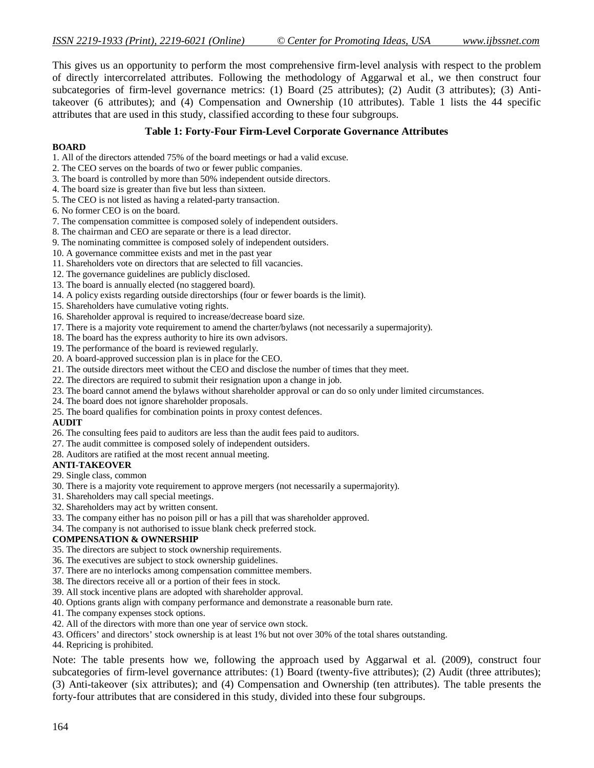This gives us an opportunity to perform the most comprehensive firm-level analysis with respect to the problem of directly intercorrelated attributes. Following the methodology of Aggarwal et al., we then construct four subcategories of firm-level governance metrics: (1) Board (25 attributes); (2) Audit (3 attributes); (3) Anti-takeover (6 attributes); and (4) Compensation and Ownership (10 attributes). Table 1 lists the 44 specific attributes that are used in this study, classified according to these four subgroups.

**Table 1: Forty-Four Firm-Level Corporate Governance Attributes**

**BOARD**

1. All of the directors attended 75% of the board meetings or had a valid excuse.
2. The CEO serves on the boards of two or fewer public companies.
3. The board is controlled by more than 50% independent outside directors.
4. The board size is greater than five but less than sixteen.
5. The CEO is not listed as having a related-party transaction.
6. No former CEO is on the board.
7. The compensation committee is composed solely of independent outsiders.
8. The chairman and CEO are separate or there is a lead director.
9. The nominating committee is composed solely of independent outsiders.
10. A governance committee exists and met in the past year
11. Shareholders vote on directors that are selected to fill vacancies.
12. The governance guidelines are publicly disclosed.
13. The board is annually elected (no staggered board).
14. A policy exists regarding outside directorships (four or fewer boards is the limit).
15. Shareholders have cumulative voting rights.
16. Shareholder approval is required to increase/decrease board size.
17. There is a majority vote requirement to amend the charter/bylaws (not necessarily a supermajority).
18. The board has the express authority to hire its own advisors.
19. The performance of the board is reviewed regularly.
20. A board-approved succession plan is in place for the CEO.
21. The outside directors meet without the CEO and disclose the number of times that they meet.
22. The directors are required to submit their resignation upon a change in job.
23. The board cannot amend the bylaws without shareholder approval or can do so only under limited circumstances.
24. The board does not ignore shareholder proposals.
25. The board qualifies for combination points in proxy contest defences.

**AUDIT**

26. The consulting fees paid to auditors are less than the audit fees paid to auditors.
27. The audit committee is composed solely of independent outsiders.
28. Auditors are ratified at the most recent annual meeting.

**ANTI-TAKEOVER**

29. Single class, common
30. There is a majority vote requirement to approve mergers (not necessarily a supermajority).
31. Shareholders may call special meetings.
32. Shareholders may act by written consent.
33. The company either has no poison pill or has a pill that was shareholder approved.
34. The company is not authorised to issue blank check preferred stock.

**COMPENSATION & OWNERSHIP**

35. The directors are subject to stock ownership requirements.
36. The executives are subject to stock ownership guidelines.
37. There are no interlocks among compensation committee members.
38. The directors receive all or a portion of their fees in stock.
39. All stock incentive plans are adopted with shareholder approval.
40. Options grants align with company performance and demonstrate a reasonable burn rate.
41. The company expenses stock options.
42. All of the directors with more than one year of service own stock.
43. Officers' and directors' stock ownership is at least 1% but not over 30% of the total shares outstanding.
44. Repricing is prohibited.

Note: The table presents how we, following the approach used by Aggarwal et al. (2009), construct four subcategories of firm-level governance attributes: (1) Board (twenty-five attributes); (2) Audit (three attributes); (3) Anti-takeover (six attributes); and (4) Compensation and Ownership (ten attributes). The table presents the forty-four attributes that are considered in this study, divided into these four subgroups.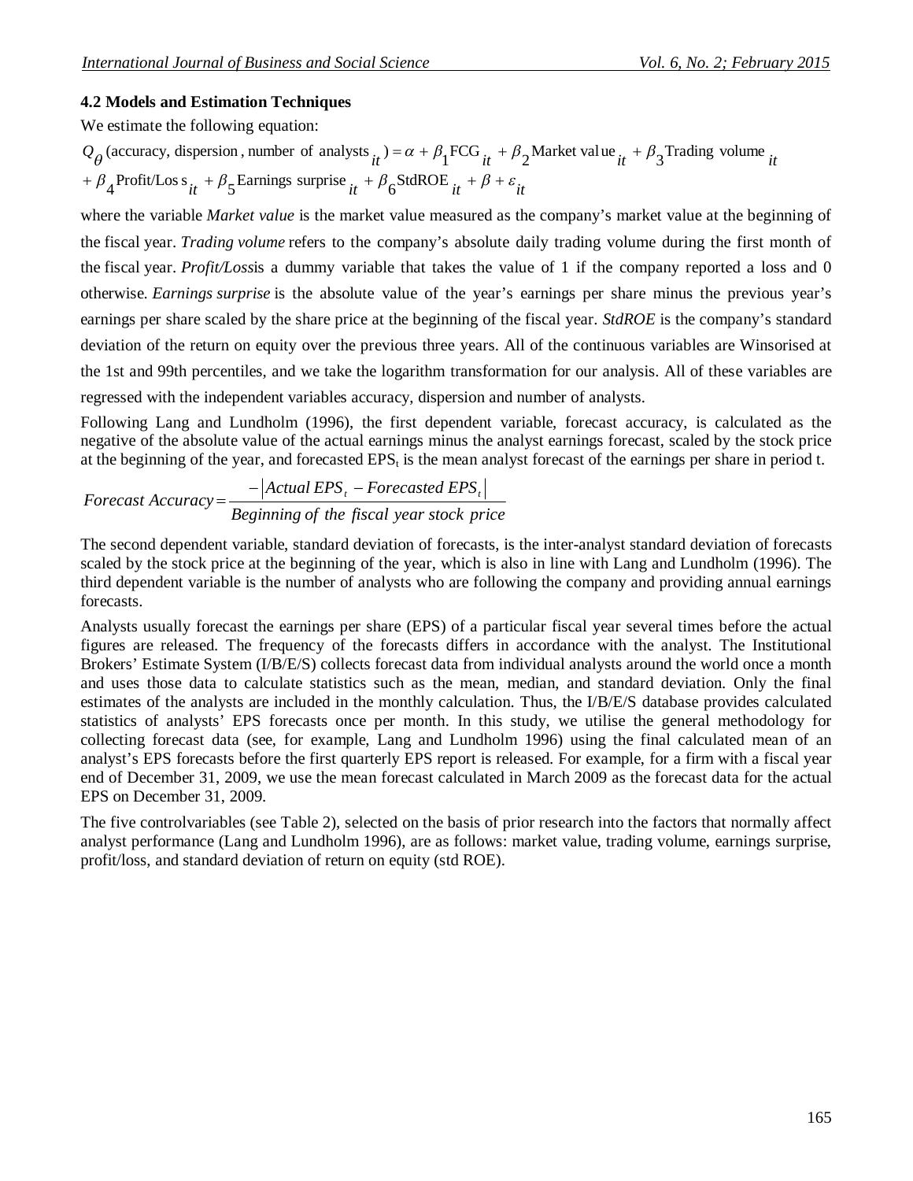### 4.2 Models and Estimation Techniques

We estimate the following equation:

$$Q_{\theta}(\text{accuracy, dispersion, number of analysts}_{it}) = \alpha + \beta_1 \text{FCG}_{it} + \beta_2 \text{Market value}_{it} + \beta_3 \text{Trading volume}_{it} + \beta_4 \text{Profit/Loss}_{it} + \beta_5 \text{Earnings surprise}_{it} + \beta_6 \text{StdROE}_{it} + \beta + \varepsilon_{it}$$

where the variable *Market value* is the market value measured as the company's market value at the beginning of the fiscal year. *Trading volume* refers to the company's absolute daily trading volume during the first month of the fiscal year. *Profit/Loss*is a dummy variable that takes the value of 1 if the company reported a loss and 0 otherwise. *Earnings surprise* is the absolute value of the year's earnings per share minus the previous year's earnings per share scaled by the share price at the beginning of the fiscal year. *StdROE* is the company's standard deviation of the return on equity over the previous three years. All of the continuous variables are Winsorised at the 1st and 99th percentiles, and we take the logarithm transformation for our analysis. All of these variables are regressed with the independent variables accuracy, dispersion and number of analysts.

Following Lang and Lundholm (1996), the first dependent variable, forecast accuracy, is calculated as the negative of the absolute value of the actual earnings minus the analyst earnings forecast, scaled by the stock price at the beginning of the year, and forecasted $\text{EPS}_t$ is the mean analyst forecast of the earnings per share in period t.

$$Forecast\ Accuracy = \frac{-\left|Actual\ EPS_t - Forecasted\ EPS_t\right|}{Beginning\ of\ the\ fiscal\ year\ stock\ price}$$

The second dependent variable, standard deviation of forecasts, is the inter-analyst standard deviation of forecasts scaled by the stock price at the beginning of the year, which is also in line with Lang and Lundholm (1996). The third dependent variable is the number of analysts who are following the company and providing annual earnings forecasts.

Analysts usually forecast the earnings per share (EPS) of a particular fiscal year several times before the actual figures are released. The frequency of the forecasts differs in accordance with the analyst. The Institutional Brokers' Estimate System (I/B/E/S) collects forecast data from individual analysts around the world once a month and uses those data to calculate statistics such as the mean, median, and standard deviation. Only the final estimates of the analysts are included in the monthly calculation. Thus, the I/B/E/S database provides calculated statistics of analysts' EPS forecasts once per month. In this study, we utilise the general methodology for collecting forecast data (see, for example, Lang and Lundholm 1996) using the final calculated mean of an analyst's EPS forecasts before the first quarterly EPS report is released. For example, for a firm with a fiscal year end of December 31, 2009, we use the mean forecast calculated in March 2009 as the forecast data for the actual EPS on December 31, 2009.

The five controlvariables (see Table 2), selected on the basis of prior research into the factors that normally affect analyst performance (Lang and Lundholm 1996), are as follows: market value, trading volume, earnings surprise, profit/loss, and standard deviation of return on equity (std ROE).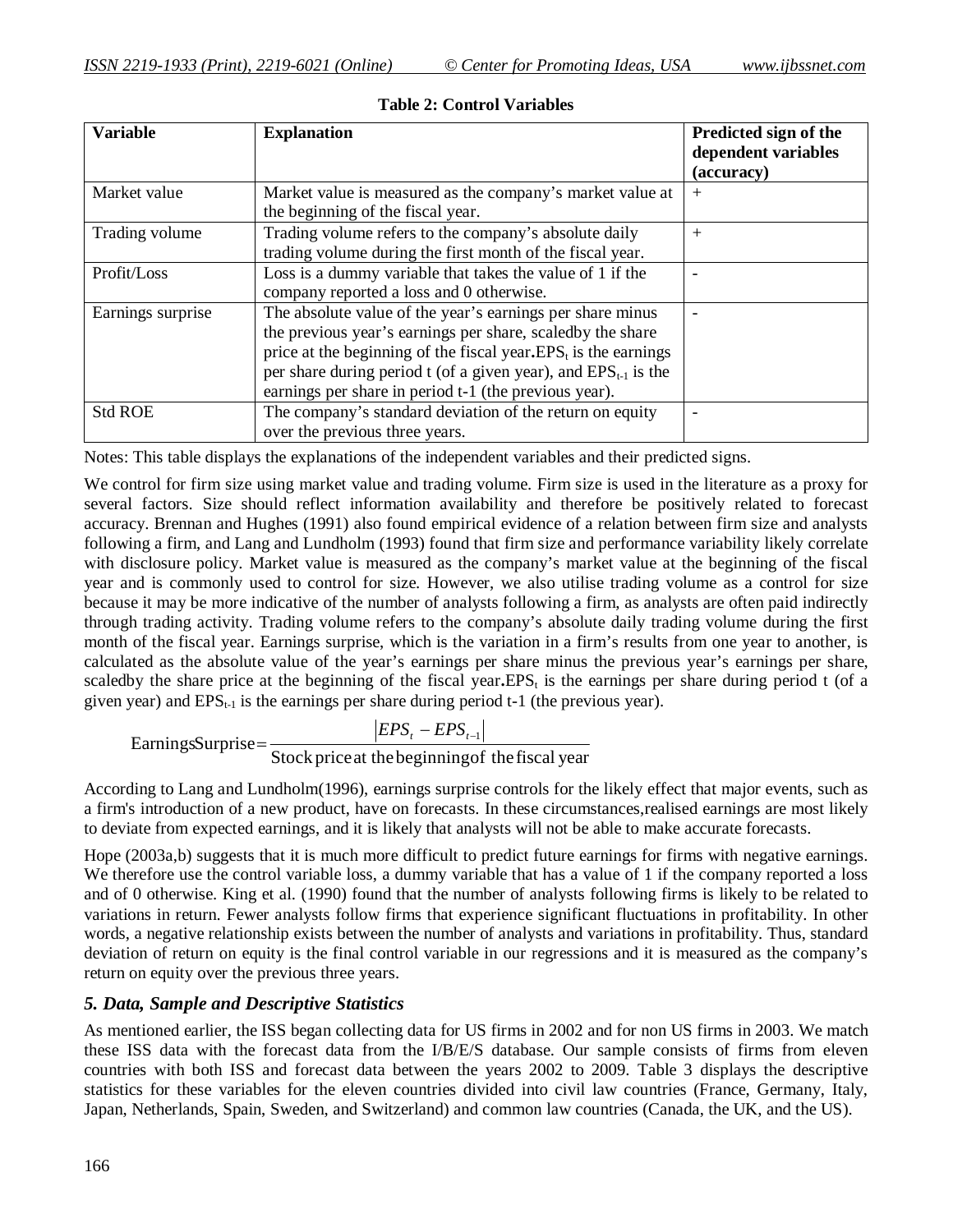**Table 2: Control Variables**

| Variable | Explanation | Predicted sign of the dependent variables (accuracy) |
|---|---|---|
| Market value | Market value is measured as the company's market value at the beginning of the fiscal year. | + |
| Trading volume | Trading volume refers to the company's absolute daily trading volume during the first month of the fiscal year. | + |
| Profit/Loss | Loss is a dummy variable that takes the value of 1 if the company reported a loss and 0 otherwise. | - |
| Earnings surprise | The absolute value of the year's earnings per share minus the previous year's earnings per share, scaledby the share price at the beginning of the fiscal year. $EPS_t$ is the earnings per share during period t (of a given year), and $EPS_{t-1}$ is the earnings per share in period t-1 (the previous year). | - |
| Std ROE | The company's standard deviation of the return on equity over the previous three years. | - |

Notes: This table displays the explanations of the independent variables and their predicted signs.

We control for firm size using market value and trading volume. Firm size is used in the literature as a proxy for several factors. Size should reflect information availability and therefore be positively related to forecast accuracy. Brennan and Hughes (1991) also found empirical evidence of a relation between firm size and analysts following a firm, and Lang and Lundholm (1993) found that firm size and performance variability likely correlate with disclosure policy. Market value is measured as the company's market value at the beginning of the fiscal year and is commonly used to control for size. However, we also utilise trading volume as a control for size because it may be more indicative of the number of analysts following a firm, as analysts are often paid indirectly through trading activity. Trading volume refers to the company's absolute daily trading volume during the first month of the fiscal year. Earnings surprise, which is the variation in a firm's results from one year to another, is calculated as the absolute value of the year's earnings per share minus the previous year's earnings per share, scaledby the share price at the beginning of the fiscal year. $EPS_t$ is the earnings per share during period t (of a given year) and $EPS_{t-1}$ is the earnings per share during period t-1 (the previous year).

$$\text{EarningsSurprise} = \frac{|EPS_t - EPS_{t-1}|}{\text{Stock price at the beginning of the fiscal year}}$$

According to Lang and Lundholm(1996), earnings surprise controls for the likely effect that major events, such as a firm's introduction of a new product, have on forecasts. In these circumstances,realised earnings are most likely to deviate from expected earnings, and it is likely that analysts will not be able to make accurate forecasts.

Hope (2003a,b) suggests that it is much more difficult to predict future earnings for firms with negative earnings. We therefore use the control variable loss, a dummy variable that has a value of 1 if the company reported a loss and of 0 otherwise. King et al. (1990) found that the number of analysts following firms is likely to be related to variations in return. Fewer analysts follow firms that experience significant fluctuations in profitability. In other words, a negative relationship exists between the number of analysts and variations in profitability. Thus, standard deviation of return on equity is the final control variable in our regressions and it is measured as the company's return on equity over the previous three years.

### *5. Data, Sample and Descriptive Statistics*

As mentioned earlier, the ISS began collecting data for US firms in 2002 and for non US firms in 2003. We match these ISS data with the forecast data from the I/B/E/S database. Our sample consists of firms from eleven countries with both ISS and forecast data between the years 2002 to 2009. Table 3 displays the descriptive statistics for these variables for the eleven countries divided into civil law countries (France, Germany, Italy, Japan, Netherlands, Spain, Sweden, and Switzerland) and common law countries (Canada, the UK, and the US).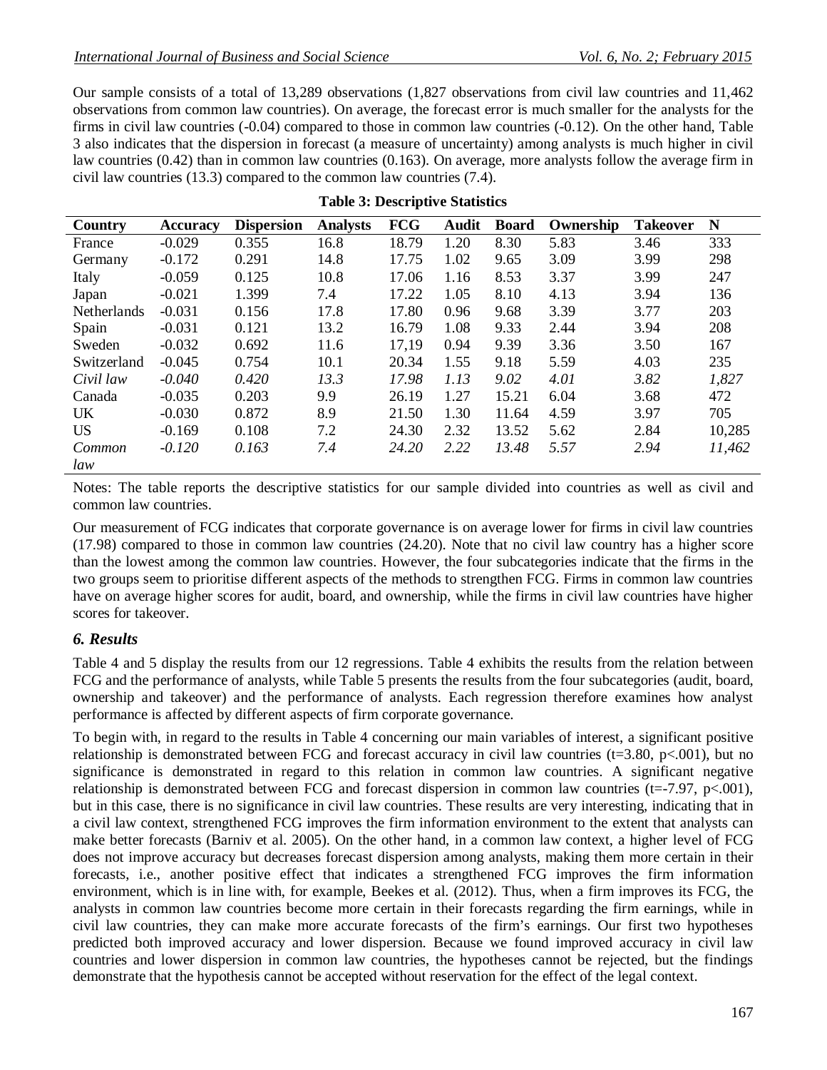Our sample consists of a total of 13,289 observations (1,827 observations from civil law countries and 11,462 observations from common law countries). On average, the forecast error is much smaller for the analysts for the firms in civil law countries (-0.04) compared to those in common law countries (-0.12). On the other hand, Table 3 also indicates that the dispersion in forecast (a measure of uncertainty) among analysts is much higher in civil law countries (0.42) than in common law countries (0.163). On average, more analysts follow the average firm in civil law countries (13.3) compared to the common law countries (7.4).

**Table 3: Descriptive Statistics**

| Country | Accuracy | Dispersion | Analysts | FCG | Audit | Board | Ownership | Takeover | N |
|---|---|---|---|---|---|---|---|---|---|
| France | -0.029 | 0.355 | 16.8 | 18.79 | 1.20 | 8.30 | 5.83 | 3.46 | 333 |
| Germany | -0.172 | 0.291 | 14.8 | 17.75 | 1.02 | 9.65 | 3.09 | 3.99 | 298 |
| Italy | -0.059 | 0.125 | 10.8 | 17.06 | 1.16 | 8.53 | 3.37 | 3.99 | 247 |
| Japan | -0.021 | 1.399 | 7.4 | 17.22 | 1.05 | 8.10 | 4.13 | 3.94 | 136 |
| Netherlands | -0.031 | 0.156 | 17.8 | 17.80 | 0.96 | 9.68 | 3.39 | 3.77 | 203 |
| Spain | -0.031 | 0.121 | 13.2 | 16.79 | 1.08 | 9.33 | 2.44 | 3.94 | 208 |
| Sweden | -0.032 | 0.692 | 11.6 | 17,19 | 0.94 | 9.39 | 3.36 | 3.50 | 167 |
| Switzerland | -0.045 | 0.754 | 10.1 | 20.34 | 1.55 | 9.18 | 5.59 | 4.03 | 235 |
| *Civil law* | *-0.040* | *0.420* | *13.3* | *17.98* | *1.13* | *9.02* | *4.01* | *3.82* | *1,827* |
| Canada | -0.035 | 0.203 | 9.9 | 26.19 | 1.27 | 15.21 | 6.04 | 3.68 | 472 |
| UK | -0.030 | 0.872 | 8.9 | 21.50 | 1.30 | 11.64 | 4.59 | 3.97 | 705 |
| US | -0.169 | 0.108 | 7.2 | 24.30 | 2.32 | 13.52 | 5.62 | 2.84 | 10,285 |
| *Common law* | *-0.120* | *0.163* | *7.4* | *24.20* | *2.22* | *13.48* | *5.57* | *2.94* | *11,462* |

Notes: The table reports the descriptive statistics for our sample divided into countries as well as civil and common law countries.

Our measurement of FCG indicates that corporate governance is on average lower for firms in civil law countries (17.98) compared to those in common law countries (24.20). Note that no civil law country has a higher score than the lowest among the common law countries. However, the four subcategories indicate that the firms in the two groups seem to prioritise different aspects of the methods to strengthen FCG. Firms in common law countries have on average higher scores for audit, board, and ownership, while the firms in civil law countries have higher scores for takeover.

## *6. Results*

Table 4 and 5 display the results from our 12 regressions. Table 4 exhibits the results from the relation between FCG and the performance of analysts, while Table 5 presents the results from the four subcategories (audit, board, ownership and takeover) and the performance of analysts. Each regression therefore examines how analyst performance is affected by different aspects of firm corporate governance.

To begin with, in regard to the results in Table 4 concerning our main variables of interest, a significant positive relationship is demonstrated between FCG and forecast accuracy in civil law countries ($t=3.80$, $p<.001$), but no significance is demonstrated in regard to this relation in common law countries. A significant negative relationship is demonstrated between FCG and forecast dispersion in common law countries ($t=-7.97$, $p<.001$), but in this case, there is no significance in civil law countries. These results are very interesting, indicating that in a civil law context, strengthened FCG improves the firm information environment to the extent that analysts can make better forecasts (Barniv et al. 2005). On the other hand, in a common law context, a higher level of FCG does not improve accuracy but decreases forecast dispersion among analysts, making them more certain in their forecasts, i.e., another positive effect that indicates a strengthened FCG improves the firm information environment, which is in line with, for example, Beekes et al. (2012). Thus, when a firm improves its FCG, the analysts in common law countries become more certain in their forecasts regarding the firm earnings, while in civil law countries, they can make more accurate forecasts of the firm's earnings. Our first two hypotheses predicted both improved accuracy and lower dispersion. Because we found improved accuracy in civil law countries and lower dispersion in common law countries, the hypotheses cannot be rejected, but the findings demonstrate that the hypothesis cannot be accepted without reservation for the effect of the legal context.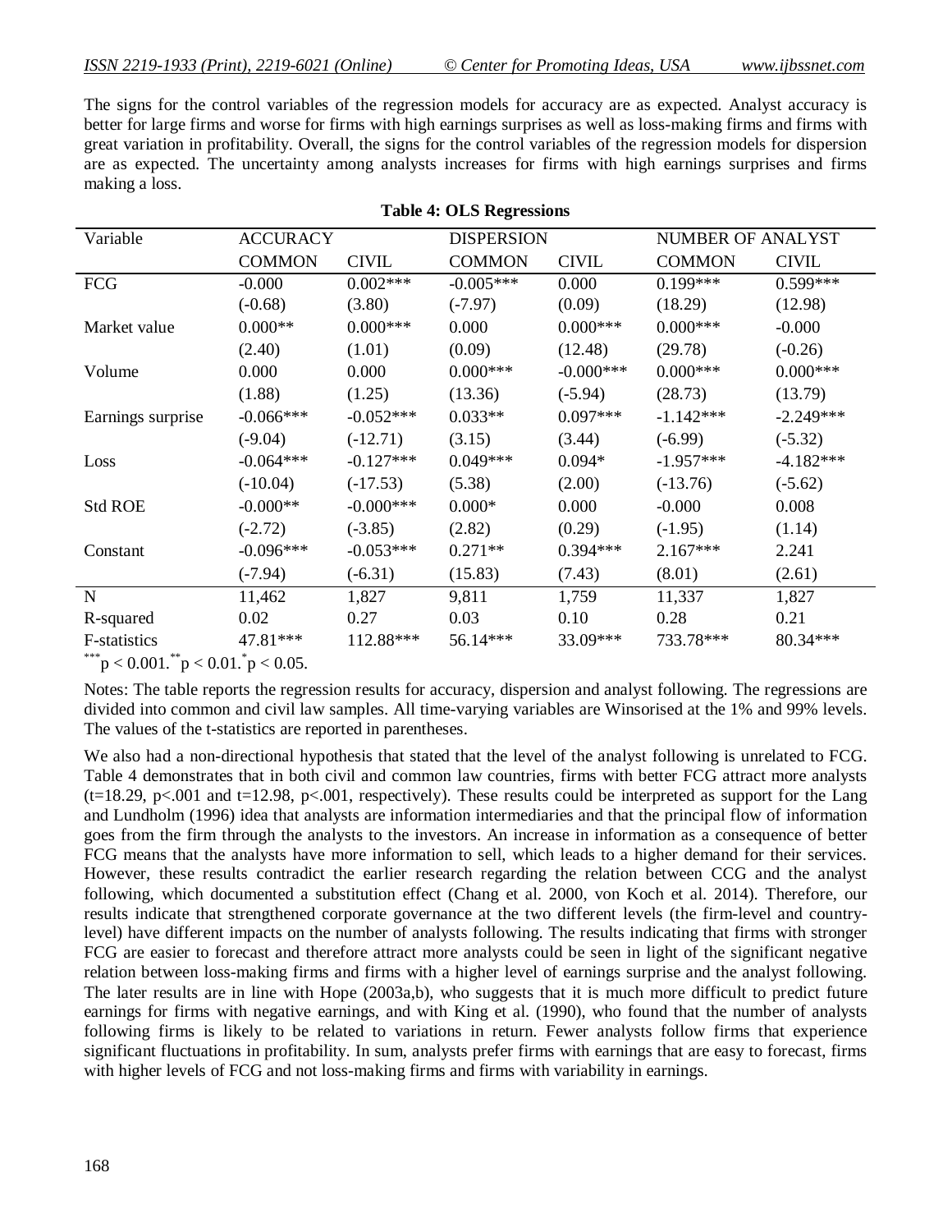The signs for the control variables of the regression models for accuracy are as expected. Analyst accuracy is better for large firms and worse for firms with high earnings surprises as well as loss-making firms and firms with great variation in profitability. Overall, the signs for the control variables of the regression models for dispersion are as expected. The uncertainty among analysts increases for firms with high earnings surprises and firms making a loss.

**Table 4: OLS Regressions**

| Variable | ACCURACY | | DISPERSION | | NUMBER OF ANALYST | |
|---|---|---|---|---|---|---|
| | COMMON | CIVIL | COMMON | CIVIL | COMMON | CIVIL |
| FCG | -0.000 | 0.002*** | -0.005*** | 0.000 | 0.199*** | 0.599*** |
| | (-0.68) | (3.80) | (-7.97) | (0.09) | (18.29) | (12.98) |
| Market value | 0.000** | 0.000*** | 0.000 | 0.000*** | 0.000*** | -0.000 |
| | (2.40) | (1.01) | (0.09) | (12.48) | (29.78) | (-0.26) |
| Volume | 0.000 | 0.000 | 0.000*** | -0.000*** | 0.000*** | 0.000*** |
| | (1.88) | (1.25) | (13.36) | (-5.94) | (28.73) | (13.79) |
| Earnings surprise | -0.066*** | -0.052*** | 0.033** | 0.097*** | -1.142*** | -2.249*** |
| | (-9.04) | (-12.71) | (3.15) | (3.44) | (-6.99) | (-5.32) |
| Loss | -0.064*** | -0.127*** | 0.049*** | 0.094* | -1.957*** | -4.182*** |
| | (-10.04) | (-17.53) | (5.38) | (2.00) | (-13.76) | (-5.62) |
| Std ROE | -0.000** | -0.000*** | 0.000* | 0.000 | -0.000 | 0.008 |
| | (-2.72) | (-3.85) | (2.82) | (0.29) | (-1.95) | (1.14) |
| Constant | -0.096*** | -0.053*** | 0.271** | 0.394*** | 2.167*** | 2.241 |
| | (-7.94) | (-6.31) | (15.83) | (7.43) | (8.01) | (2.61) |
| N | 11,462 | 1,827 | 9,811 | 1,759 | 11,337 | 1,827 |
| R-squared | 0.02 | 0.27 | 0.03 | 0.10 | 0.28 | 0.21 |
| F-statistics | 47.81*** | 112.88*** | 56.14*** | 33.09*** | 733.78*** | 80.34*** |

*** $p < 0.001$. ** $p < 0.01$. * $p < 0.05$.

Notes: The table reports the regression results for accuracy, dispersion and analyst following. The regressions are divided into common and civil law samples. All time-varying variables are Winsorised at the 1% and 99% levels. The values of the t-statistics are reported in parentheses.

We also had a non-directional hypothesis that stated that the level of the analyst following is unrelated to FCG. Table 4 demonstrates that in both civil and common law countries, firms with better FCG attract more analysts ($t=18.29$, $p<.001$ and $t=12.98$, $p<.001$, respectively). These results could be interpreted as support for the Lang and Lundholm (1996) idea that analysts are information intermediaries and that the principal flow of information goes from the firm through the analysts to the investors. An increase in information as a consequence of better FCG means that the analysts have more information to sell, which leads to a higher demand for their services. However, these results contradict the earlier research regarding the relation between CCG and the analyst following, which documented a substitution effect (Chang et al. 2000, von Koch et al. 2014). Therefore, our results indicate that strengthened corporate governance at the two different levels (the firm-level and country-level) have different impacts on the number of analysts following. The results indicating that firms with stronger FCG are easier to forecast and therefore attract more analysts could be seen in light of the significant negative relation between loss-making firms and firms with a higher level of earnings surprise and the analyst following. The later results are in line with Hope (2003a,b), who suggests that it is much more difficult to predict future earnings for firms with negative earnings, and with King et al. (1990), who found that the number of analysts following firms is likely to be related to variations in return. Fewer analysts follow firms that experience significant fluctuations in profitability. In sum, analysts prefer firms with earnings that are easy to forecast, firms with higher levels of FCG and not loss-making firms and firms with variability in earnings.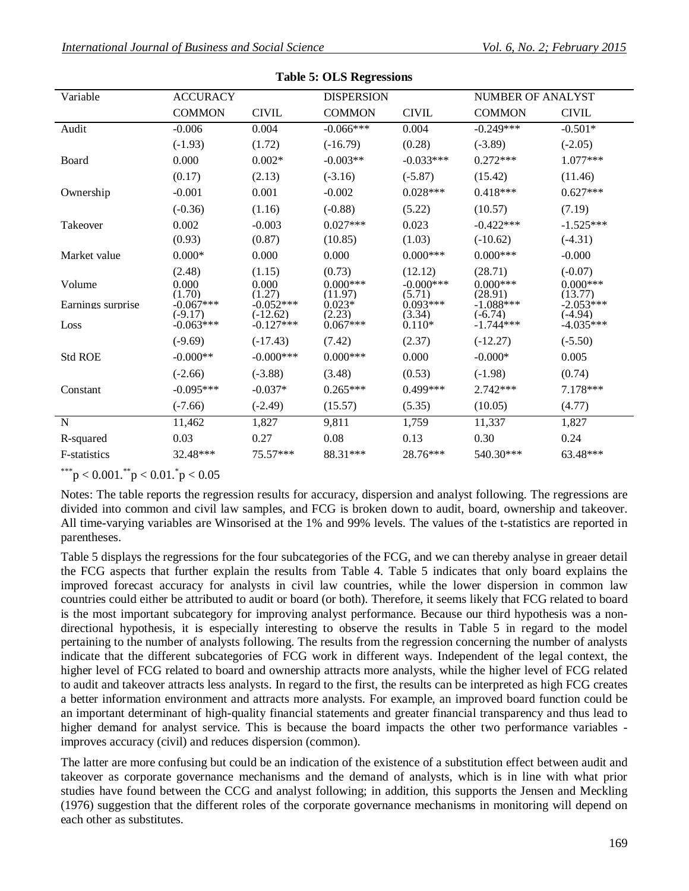**Table 5: OLS Regressions**

| Variable | ACCURACY | | DISPERSION | | NUMBER OF ANALYST | |
|---|---|---|---|---|---|---|
| | COMMON | CIVIL | COMMON | CIVIL | COMMON | CIVIL |
| Audit | -0.006 | 0.004 | -0.066*** | 0.004 | -0.249*** | -0.501* |
| | (-1.93) | (1.72) | (-16.79) | (0.28) | (-3.89) | (-2.05) |
| Board | 0.000 | 0.002* | -0.003** | -0.033*** | 0.272*** | 1.077*** |
| | (0.17) | (2.13) | (-3.16) | (-5.87) | (15.42) | (11.46) |
| Ownership | -0.001 | 0.001 | -0.002 | 0.028*** | 0.418*** | 0.627*** |
| | (-0.36) | (1.16) | (-0.88) | (5.22) | (10.57) | (7.19) |
| Takeover | 0.002 | -0.003 | 0.027*** | 0.023 | -0.422*** | -1.525*** |
| | (0.93) | (0.87) | (10.85) | (1.03) | (-10.62) | (-4.31) |
| Market value | 0.000* | 0.000 | 0.000 | 0.000*** | 0.000*** | -0.000 |
| | (2.48) | (1.15) | (0.73) | (12.12) | (28.71) | (-0.07) |
| Volume | 0.000 | 0.000 | 0.000*** | -0.000*** | 0.000*** | 0.000*** |
| | (1.70) | (1.27) | (11.97) | (5.71) | (28.91) | (13.77) |
| Earnings surprise | -0.067*** | -0.052*** | 0.023* | 0.093*** | -1.088*** | -2.053*** |
| | (-9.17) | (-12.62) | (2.23) | (3.34) | (-6.74) | (-4.94) |
| Loss | -0.063*** | -0.127*** | 0.067*** | 0.110* | -1.744*** | -4.035*** |
| | (-9.69) | (-17.43) | (7.42) | (2.37) | (-12.27) | (-5.50) |
| Std ROE | -0.000** | -0.000*** | 0.000*** | 0.000 | -0.000* | 0.005 |
| | (-2.66) | (-3.88) | (3.48) | (0.53) | (-1.98) | (0.74) |
| Constant | -0.095*** | -0.037* | 0.265*** | 0.499*** | 2.742*** | 7.178*** |
| | (-7.66) | (-2.49) | (15.57) | (5.35) | (10.05) | (4.77) |
| N | 11,462 | 1,827 | 9,811 | 1,759 | 11,337 | 1,827 |
| R-squared | 0.03 | 0.27 | 0.08 | 0.13 | 0.30 | 0.24 |
| F-statistics | 32.48*** | 75.57*** | 88.31*** | 28.76*** | 540.30*** | 63.48*** |

*** $p < 0.001$. ** $p < 0.01$. * $p < 0.05$

Notes: The table reports the regression results for accuracy, dispersion and analyst following. The regressions are divided into common and civil law samples, and FCG is broken down to audit, board, ownership and takeover. All time-varying variables are Winsorised at the 1% and 99% levels. The values of the t-statistics are reported in parentheses.

Table 5 displays the regressions for the four subcategories of the FCG, and we can thereby analyse in greaer detail the FCG aspects that further explain the results from Table 4. Table 5 indicates that only board explains the improved forecast accuracy for analysts in civil law countries, while the lower dispersion in common law countries could either be attributed to audit or board (or both). Therefore, it seems likely that FCG related to board is the most important subcategory for improving analyst performance. Because our third hypothesis was a non-directional hypothesis, it is especially interesting to observe the results in Table 5 in regard to the model pertaining to the number of analysts following. The results from the regression concerning the number of analysts indicate that the different subcategories of FCG work in different ways. Independent of the legal context, the higher level of FCG related to board and ownership attracts more analysts, while the higher level of FCG related to audit and takeover attracts less analysts. In regard to the first, the results can be interpreted as high FCG creates a better information environment and attracts more analysts. For example, an improved board function could be an important determinant of high-quality financial statements and greater financial transparency and thus lead to higher demand for analyst service. This is because the board impacts the other two performance variables - improves accuracy (civil) and reduces dispersion (common).

The latter are more confusing but could be an indication of the existence of a substitution effect between audit and takeover as corporate governance mechanisms and the demand of analysts, which is in line with what prior studies have found between the CCG and analyst following; in addition, this supports the Jensen and Meckling (1976) suggestion that the different roles of the corporate governance mechanisms in monitoring will depend on each other as substitutes.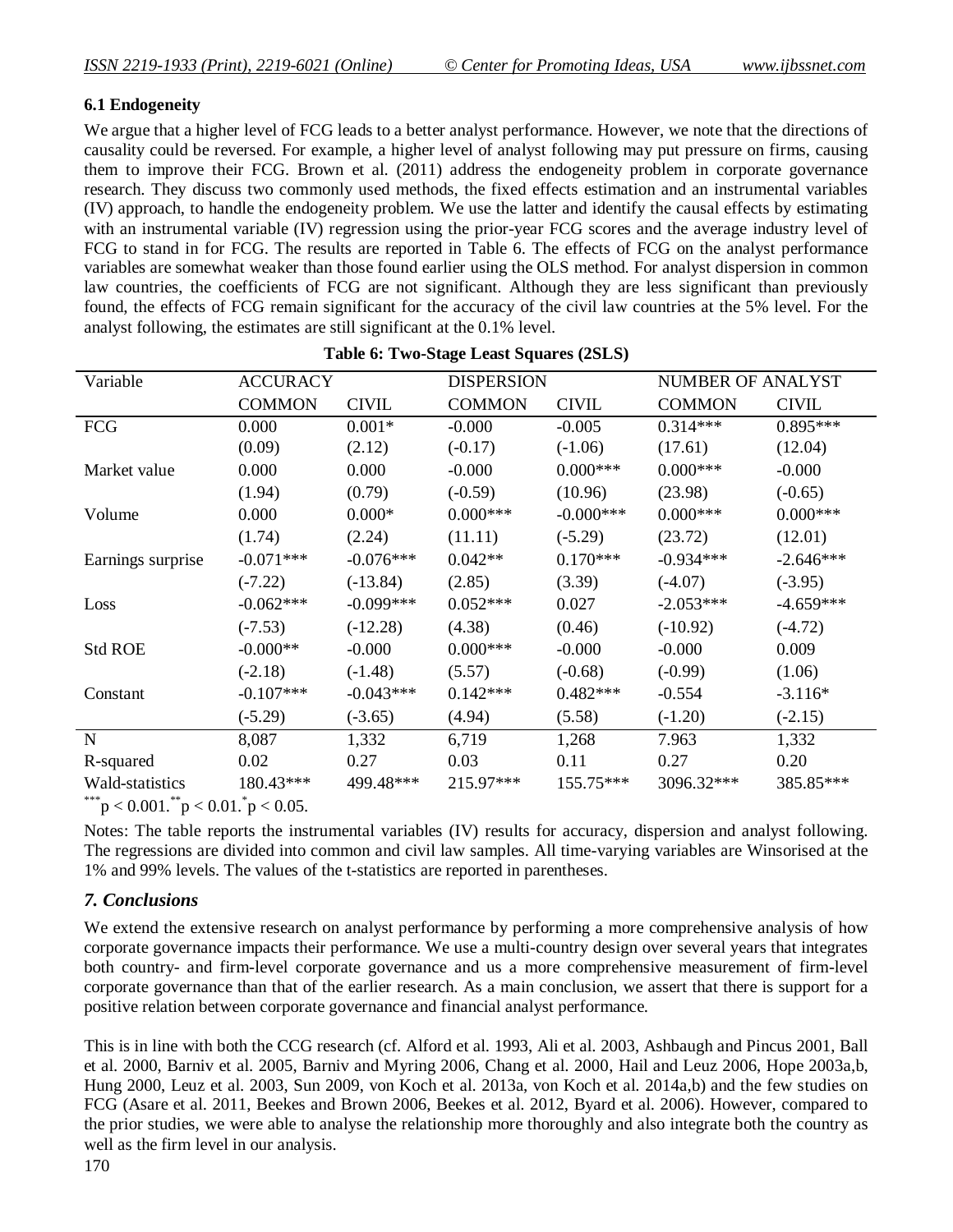### 6.1 Endogeneity

We argue that a higher level of FCG leads to a better analyst performance. However, we note that the directions of causality could be reversed. For example, a higher level of analyst following may put pressure on firms, causing them to improve their FCG. Brown et al. (2011) address the endogeneity problem in corporate governance research. They discuss two commonly used methods, the fixed effects estimation and an instrumental variables (IV) approach, to handle the endogeneity problem. We use the latter and identify the causal effects by estimating with an instrumental variable (IV) regression using the prior-year FCG scores and the average industry level of FCG to stand in for FCG. The results are reported in Table 6. The effects of FCG on the analyst performance variables are somewhat weaker than those found earlier using the OLS method. For analyst dispersion in common law countries, the coefficients of FCG are not significant. Although they are less significant than previously found, the effects of FCG remain significant for the accuracy of the civil law countries at the 5% level. For the analyst following, the estimates are still significant at the 0.1% level.

**Table 6: Two-Stage Least Squares (2SLS)**

| Variable | ACCURACY | | DISPERSION | | NUMBER OF ANALYST | |
|---|---|---|---|---|---|---|
| | COMMON | CIVIL | COMMON | CIVIL | COMMON | CIVIL |
| FCG | 0.000 | 0.001* | -0.000 | -0.005 | 0.314*** | 0.895*** |
| | (0.09) | (2.12) | (-0.17) | (-1.06) | (17.61) | (12.04) |
| Market value | 0.000 | 0.000 | -0.000 | 0.000*** | 0.000*** | -0.000 |
| | (1.94) | (0.79) | (-0.59) | (10.96) | (23.98) | (-0.65) |
| Volume | 0.000 | 0.000* | 0.000*** | -0.000*** | 0.000*** | 0.000*** |
| | (1.74) | (2.24) | (11.11) | (-5.29) | (23.72) | (12.01) |
| Earnings surprise | -0.071*** | -0.076*** | 0.042** | 0.170*** | -0.934*** | -2.646*** |
| | (-7.22) | (-13.84) | (2.85) | (3.39) | (-4.07) | (-3.95) |
| Loss | -0.062*** | -0.099*** | 0.052*** | 0.027 | -2.053*** | -4.659*** |
| | (-7.53) | (-12.28) | (4.38) | (0.46) | (-10.92) | (-4.72) |
| Std ROE | -0.000** | -0.000 | 0.000*** | -0.000 | -0.000 | 0.009 |
| | (-2.18) | (-1.48) | (5.57) | (-0.68) | (-0.99) | (1.06) |
| Constant | -0.107*** | -0.043*** | 0.142*** | 0.482*** | -0.554 | -3.116* |
| | (-5.29) | (-3.65) | (4.94) | (5.58) | (-1.20) | (-2.15) |
| N | 8,087 | 1,332 | 6,719 | 1,268 | 7.963 | 1,332 |
| R-squared | 0.02 | 0.27 | 0.03 | 0.11 | 0.27 | 0.20 |
| Wald-statistics | 180.43*** | 499.48*** | 215.97*** | 155.75*** | 3096.32*** | 385.85*** |

*** $p < 0.001$. ** $p < 0.01$. * $p < 0.05$.

Notes: The table reports the instrumental variables (IV) results for accuracy, dispersion and analyst following. The regressions are divided into common and civil law samples. All time-varying variables are Winsorised at the 1% and 99% levels. The values of the t-statistics are reported in parentheses.

## *7. Conclusions*

We extend the extensive research on analyst performance by performing a more comprehensive analysis of how corporate governance impacts their performance. We use a multi-country design over several years that integrates both country- and firm-level corporate governance and us a more comprehensive measurement of firm-level corporate governance than that of the earlier research. As a main conclusion, we assert that there is support for a positive relation between corporate governance and financial analyst performance.

This is in line with both the CCG research (cf. Alford et al. 1993, Ali et al. 2003, Ashbaugh and Pincus 2001, Ball et al. 2000, Barniv et al. 2005, Barniv and Myring 2006, Chang et al. 2000, Hail and Leuz 2006, Hope 2003a,b, Hung 2000, Leuz et al. 2003, Sun 2009, von Koch et al. 2013a, von Koch et al. 2014a,b) and the few studies on FCG (Asare et al. 2011, Beekes and Brown 2006, Beekes et al. 2012, Byard et al. 2006). However, compared to the prior studies, we were able to analyse the relationship more thoroughly and also integrate both the country as well as the firm level in our analysis.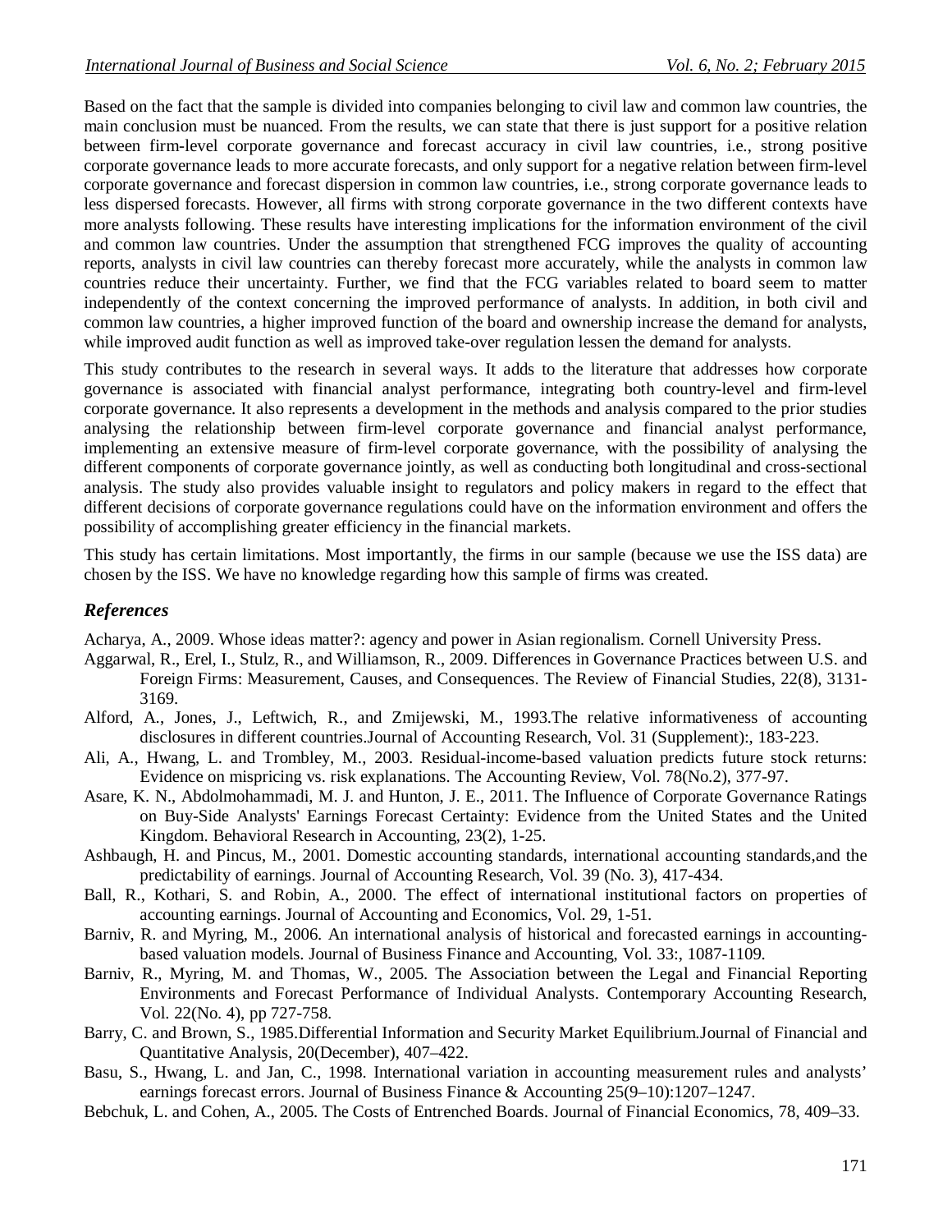Based on the fact that the sample is divided into companies belonging to civil law and common law countries, the main conclusion must be nuanced. From the results, we can state that there is just support for a positive relation between firm-level corporate governance and forecast accuracy in civil law countries, i.e., strong positive corporate governance leads to more accurate forecasts, and only support for a negative relation between firm-level corporate governance and forecast dispersion in common law countries, i.e., strong corporate governance leads to less dispersed forecasts. However, all firms with strong corporate governance in the two different contexts have more analysts following. These results have interesting implications for the information environment of the civil and common law countries. Under the assumption that strengthened FCG improves the quality of accounting reports, analysts in civil law countries can thereby forecast more accurately, while the analysts in common law countries reduce their uncertainty. Further, we find that the FCG variables related to board seem to matter independently of the context concerning the improved performance of analysts. In addition, in both civil and common law countries, a higher improved function of the board and ownership increase the demand for analysts, while improved audit function as well as improved take-over regulation lessen the demand for analysts.

This study contributes to the research in several ways. It adds to the literature that addresses how corporate governance is associated with financial analyst performance, integrating both country-level and firm-level corporate governance. It also represents a development in the methods and analysis compared to the prior studies analysing the relationship between firm-level corporate governance and financial analyst performance, implementing an extensive measure of firm-level corporate governance, with the possibility of analysing the different components of corporate governance jointly, as well as conducting both longitudinal and cross-sectional analysis. The study also provides valuable insight to regulators and policy makers in regard to the effect that different decisions of corporate governance regulations could have on the information environment and offers the possibility of accomplishing greater efficiency in the financial markets.

This study has certain limitations. Most importantly, the firms in our sample (because we use the ISS data) are chosen by the ISS. We have no knowledge regarding how this sample of firms was created.

## *References*

Acharya, A., 2009. Whose ideas matter?: agency and power in Asian regionalism. Cornell University Press.

Aggarwal, R., Erel, I., Stulz, R., and Williamson, R., 2009. Differences in Governance Practices between U.S. and Foreign Firms: Measurement, Causes, and Consequences. The Review of Financial Studies, 22(8), 3131-3169.

Alford, A., Jones, J., Leftwich, R., and Zmijewski, M., 1993.The relative informativeness of accounting disclosures in different countries.Journal of Accounting Research, Vol. 31 (Supplement):, 183-223.

Ali, A., Hwang, L. and Trombley, M., 2003. Residual-income-based valuation predicts future stock returns: Evidence on mispricing vs. risk explanations. The Accounting Review, Vol. 78(No.2), 377-97.

Asare, K. N., Abdolmohammadi, M. J. and Hunton, J. E., 2011. The Influence of Corporate Governance Ratings on Buy-Side Analysts' Earnings Forecast Certainty: Evidence from the United States and the United Kingdom. Behavioral Research in Accounting, 23(2), 1-25.

Ashbaugh, H. and Pincus, M., 2001. Domestic accounting standards, international accounting standards,and the predictability of earnings. Journal of Accounting Research, Vol. 39 (No. 3), 417-434.

Ball, R., Kothari, S. and Robin, A., 2000. The effect of international institutional factors on properties of accounting earnings. Journal of Accounting and Economics, Vol. 29, 1-51.

Barniv, R. and Myring, M., 2006. An international analysis of historical and forecasted earnings in accounting-based valuation models. Journal of Business Finance and Accounting, Vol. 33:, 1087-1109.

Barniv, R., Myring, M. and Thomas, W., 2005. The Association between the Legal and Financial Reporting Environments and Forecast Performance of Individual Analysts. Contemporary Accounting Research, Vol. 22(No. 4), pp 727-758.

Barry, C. and Brown, S., 1985.Differential Information and Security Market Equilibrium.Journal of Financial and Quantitative Analysis, 20(December), 407–422.

Basu, S., Hwang, L. and Jan, C., 1998. International variation in accounting measurement rules and analysts' earnings forecast errors. Journal of Business Finance & Accounting 25(9–10):1207–1247.

Bebchuk, L. and Cohen, A., 2005. The Costs of Entrenched Boards. Journal of Financial Economics, 78, 409–33.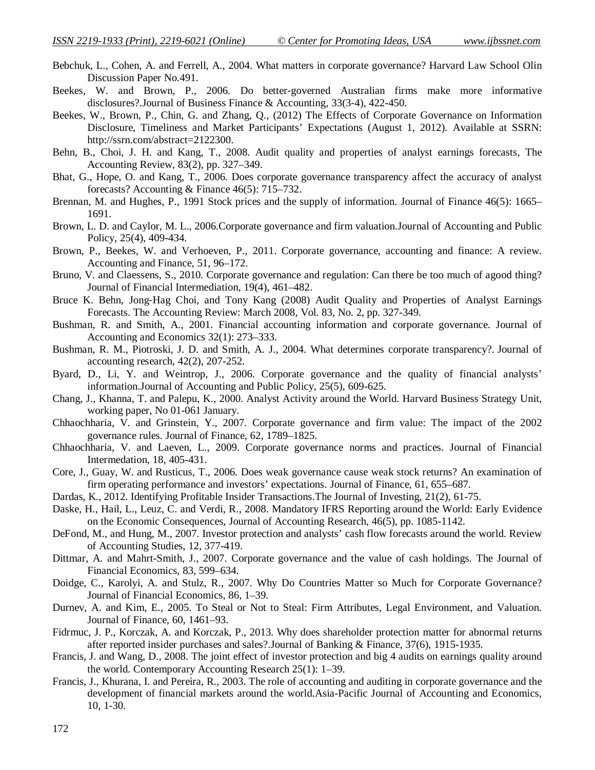Bebchuk, L., Cohen, A. and Ferrell, A., 2004. What matters in corporate governance? Harvard Law School Olin Discussion Paper No.491.

Beekes, W. and Brown, P., 2006. Do better-governed Australian firms make more informative disclosures?.Journal of Business Finance & Accounting, 33(3-4), 422-450.

Beekes, W., Brown, P., Chin, G. and Zhang, Q., (2012) The Effects of Corporate Governance on Information Disclosure, Timeliness and Market Participants' Expectations (August 1, 2012). Available at SSRN: http://ssrn.com/abstract=2122300.

Behn, B., Choi, J. H. and Kang, T., 2008. Audit quality and properties of analyst earnings forecasts, The Accounting Review, 83(2), pp. 327–349.

Bhat, G., Hope, O. and Kang, T., 2006. Does corporate governance transparency affect the accuracy of analyst forecasts? Accounting & Finance 46(5): 715–732.

Brennan, M. and Hughes, P., 1991 Stock prices and the supply of information. Journal of Finance 46(5): 1665–1691.

Brown, L. D. and Caylor, M. L., 2006.Corporate governance and firm valuation.Journal of Accounting and Public Policy, 25(4), 409-434.

Brown, P., Beekes, W. and Verhoeven, P., 2011. Corporate governance, accounting and finance: A review. Accounting and Finance, 51, 96–172.

Bruno, V. and Claessens, S., 2010. Corporate governance and regulation: Can there be too much of agood thing? Journal of Financial Intermediation, 19(4), 461–482.

Bruce K. Behn, Jong-Hag Choi, and Tony Kang (2008) Audit Quality and Properties of Analyst Earnings Forecasts. The Accounting Review: March 2008, Vol. 83, No. 2, pp. 327-349.

Bushman, R. and Smith, A., 2001. Financial accounting information and corporate governance. Journal of Accounting and Economics 32(1): 273–333.

Bushman, R. M., Piotroski, J. D. and Smith, A. J., 2004. What determines corporate transparency?. Journal of accounting research, 42(2), 207-252.

Byard, D., Li, Y. and Weintrop, J., 2006. Corporate governance and the quality of financial analysts' information.Journal of Accounting and Public Policy, 25(5), 609-625.

Chang, J., Khanna, T. and Palepu, K., 2000. Analyst Activity around the World. Harvard Business Strategy Unit, working paper, No 01-061 January.

Chhaochharia, V. and Grinstein, Y., 2007. Corporate governance and firm value: The impact of the 2002 governance rules. Journal of Finance, 62, 1789–1825.

Chhaochharia, V. and Laeven, L., 2009. Corporate governance norms and practices. Journal of Financial Intermedation, 18, 405-431.

Core, J., Guay, W. and Rusticus, T., 2006. Does weak governance cause weak stock returns? An examination of firm operating performance and investors' expectations. Journal of Finance, 61, 655–687.

Dardas, K., 2012. Identifying Profitable Insider Transactions.The Journal of Investing, 21(2), 61-75.

Daske, H., Hail, L., Leuz, C. and Verdi, R., 2008. Mandatory IFRS Reporting around the World: Early Evidence on the Economic Consequences, Journal of Accounting Research, 46(5), pp. 1085-1142.

DeFond, M., and Hung, M., 2007. Investor protection and analysts' cash flow forecasts around the world. Review of Accounting Studies, 12, 377-419.

Dittmar, A. and Mahrt-Smith, J., 2007. Corporate governance and the value of cash holdings. The Journal of Financial Economics, 83, 599–634.

Doidge, C., Karolyi, A. and Stulz, R., 2007. Why Do Countries Matter so Much for Corporate Governance? Journal of Financial Economics, 86, 1–39.

Durnev, A. and Kim, E., 2005. To Steal or Not to Steal: Firm Attributes, Legal Environment, and Valuation. Journal of Finance, 60, 1461–93.

Fidrmuc, J. P., Korczak, A. and Korczak, P., 2013. Why does shareholder protection matter for abnormal returns after reported insider purchases and sales?.Journal of Banking & Finance, 37(6), 1915-1935.

Francis, J. and Wang, D., 2008. The joint effect of investor protection and big 4 audits on earnings quality around the world. Contemporary Accounting Research 25(1): 1–39.

Francis, J., Khurana, I. and Pereira, R., 2003. The role of accounting and auditing in corporate governance and the development of financial markets around the world.Asia-Pacific Journal of Accounting and Economics, 10, 1-30.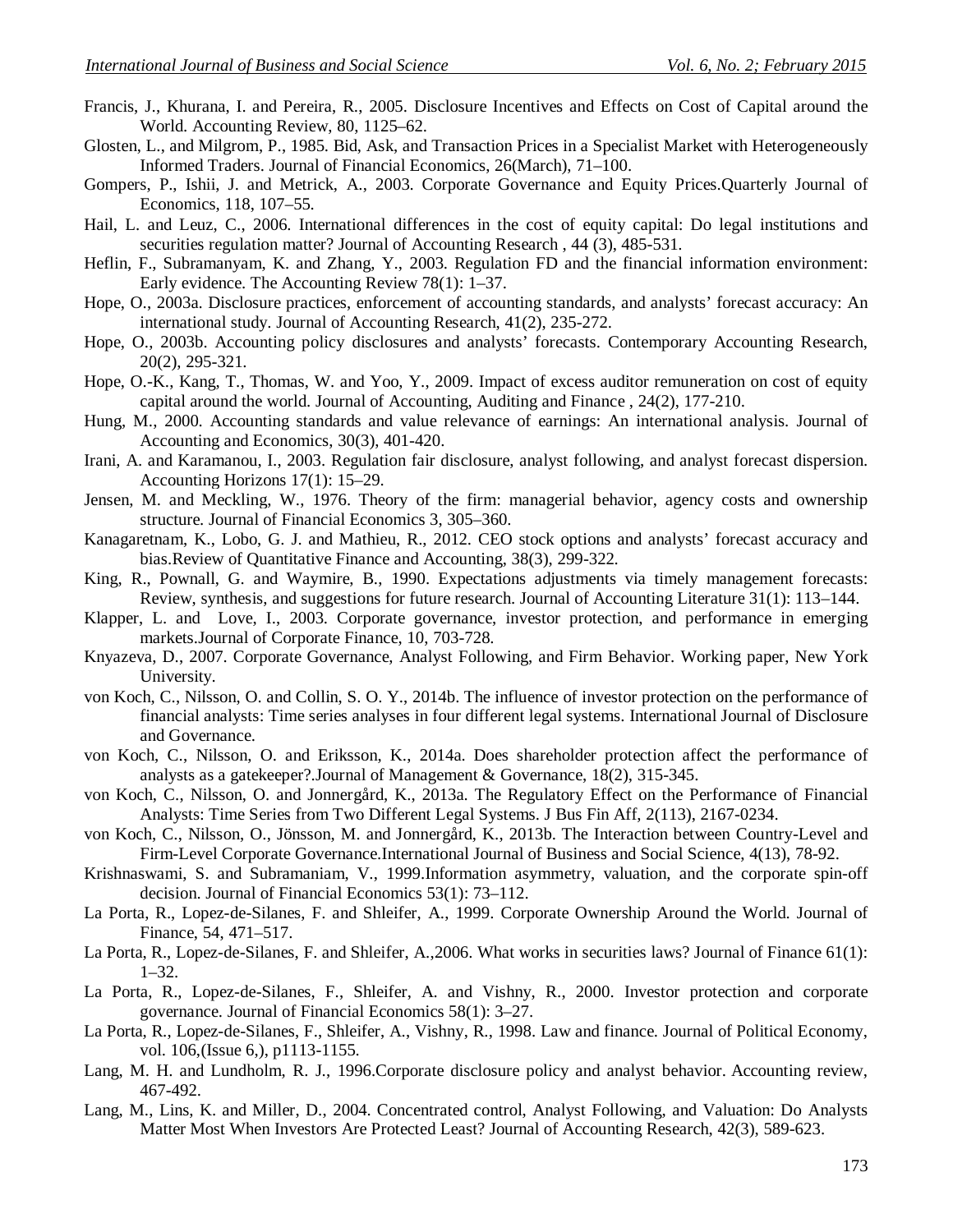Francis, J., Khurana, I. and Pereira, R., 2005. Disclosure Incentives and Effects on Cost of Capital around the World. Accounting Review, 80, 1125–62.

Glosten, L., and Milgrom, P., 1985. Bid, Ask, and Transaction Prices in a Specialist Market with Heterogeneously Informed Traders. Journal of Financial Economics, 26(March), 71–100.

Gompers, P., Ishii, J. and Metrick, A., 2003. Corporate Governance and Equity Prices.Quarterly Journal of Economics, 118, 107–55.

Hail, L. and Leuz, C., 2006. International differences in the cost of equity capital: Do legal institutions and securities regulation matter? Journal of Accounting Research , 44 (3), 485-531.

Heflin, F., Subramanyam, K. and Zhang, Y., 2003. Regulation FD and the financial information environment: Early evidence. The Accounting Review 78(1): 1–37.

Hope, O., 2003a. Disclosure practices, enforcement of accounting standards, and analysts' forecast accuracy: An international study. Journal of Accounting Research, 41(2), 235-272.

Hope, O., 2003b. Accounting policy disclosures and analysts' forecasts. Contemporary Accounting Research, 20(2), 295-321.

Hope, O.-K., Kang, T., Thomas, W. and Yoo, Y., 2009. Impact of excess auditor remuneration on cost of equity capital around the world. Journal of Accounting, Auditing and Finance , 24(2), 177-210.

Hung, M., 2000. Accounting standards and value relevance of earnings: An international analysis. Journal of Accounting and Economics, 30(3), 401-420.

Irani, A. and Karamanou, I., 2003. Regulation fair disclosure, analyst following, and analyst forecast dispersion. Accounting Horizons 17(1): 15–29.

Jensen, M. and Meckling, W., 1976. Theory of the firm: managerial behavior, agency costs and ownership structure. Journal of Financial Economics 3, 305–360.

Kanagaretnam, K., Lobo, G. J. and Mathieu, R., 2012. CEO stock options and analysts' forecast accuracy and bias.Review of Quantitative Finance and Accounting, 38(3), 299-322.

King, R., Pownall, G. and Waymire, B., 1990. Expectations adjustments via timely management forecasts: Review, synthesis, and suggestions for future research. Journal of Accounting Literature 31(1): 113–144.

Klapper, L. and Love, I., 2003. Corporate governance, investor protection, and performance in emerging markets.Journal of Corporate Finance, 10, 703-728.

Knyazeva, D., 2007. Corporate Governance, Analyst Following, and Firm Behavior. Working paper, New York University.

von Koch, C., Nilsson, O. and Collin, S. O. Y., 2014b. The influence of investor protection on the performance of financial analysts: Time series analyses in four different legal systems. International Journal of Disclosure and Governance.

von Koch, C., Nilsson, O. and Eriksson, K., 2014a. Does shareholder protection affect the performance of analysts as a gatekeeper?.Journal of Management & Governance, 18(2), 315-345.

von Koch, C., Nilsson, O. and Jonnergård, K., 2013a. The Regulatory Effect on the Performance of Financial Analysts: Time Series from Two Different Legal Systems. J Bus Fin Aff, 2(113), 2167-0234.

von Koch, C., Nilsson, O., Jönsson, M. and Jonnergård, K., 2013b. The Interaction between Country-Level and Firm-Level Corporate Governance.International Journal of Business and Social Science, 4(13), 78-92.

Krishnaswami, S. and Subramaniam, V., 1999.Information asymmetry, valuation, and the corporate spin-off decision. Journal of Financial Economics 53(1): 73–112.

La Porta, R., Lopez-de-Silanes, F. and Shleifer, A., 1999. Corporate Ownership Around the World. Journal of Finance, 54, 471–517.

La Porta, R., Lopez-de-Silanes, F. and Shleifer, A.,2006. What works in securities laws? Journal of Finance 61(1): 1–32.

La Porta, R., Lopez-de-Silanes, F., Shleifer, A. and Vishny, R., 2000. Investor protection and corporate governance. Journal of Financial Economics 58(1): 3–27.

La Porta, R., Lopez-de-Silanes, F., Shleifer, A., Vishny, R., 1998. Law and finance. Journal of Political Economy, vol. 106,(Issue 6,), p1113-1155.

Lang, M. H. and Lundholm, R. J., 1996.Corporate disclosure policy and analyst behavior. Accounting review, 467-492.

Lang, M., Lins, K. and Miller, D., 2004. Concentrated control, Analyst Following, and Valuation: Do Analysts Matter Most When Investors Are Protected Least? Journal of Accounting Research, 42(3), 589-623.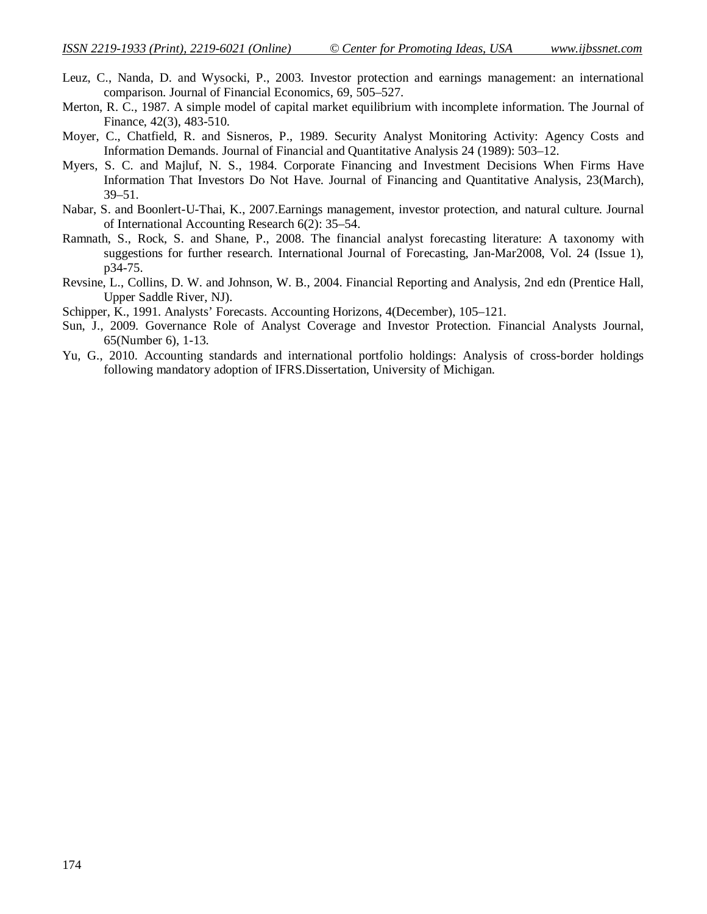Leuz, C., Nanda, D. and Wysocki, P., 2003. Investor protection and earnings management: an international comparison. Journal of Financial Economics, 69, 505–527.

Merton, R. C., 1987. A simple model of capital market equilibrium with incomplete information. The Journal of Finance, 42(3), 483-510.

Moyer, C., Chatfield, R. and Sisneros, P., 1989. Security Analyst Monitoring Activity: Agency Costs and Information Demands. Journal of Financial and Quantitative Analysis 24 (1989): 503–12.

Myers, S. C. and Majluf, N. S., 1984. Corporate Financing and Investment Decisions When Firms Have Information That Investors Do Not Have. Journal of Financing and Quantitative Analysis, 23(March), 39–51.

Nabar, S. and Boonlert-U-Thai, K., 2007.Earnings management, investor protection, and natural culture. Journal of International Accounting Research 6(2): 35–54.

Ramnath, S., Rock, S. and Shane, P., 2008. The financial analyst forecasting literature: A taxonomy with suggestions for further research. International Journal of Forecasting, Jan-Mar2008, Vol. 24 (Issue 1), p34-75.

Revsine, L., Collins, D. W. and Johnson, W. B., 2004. Financial Reporting and Analysis, 2nd edn (Prentice Hall, Upper Saddle River, NJ).

Schipper, K., 1991. Analysts' Forecasts. Accounting Horizons, 4(December), 105–121.

Sun, J., 2009. Governance Role of Analyst Coverage and Investor Protection. Financial Analysts Journal, 65(Number 6), 1-13.

Yu, G., 2010. Accounting standards and international portfolio holdings: Analysis of cross-border holdings following mandatory adoption of IFRS.Dissertation, University of Michigan.